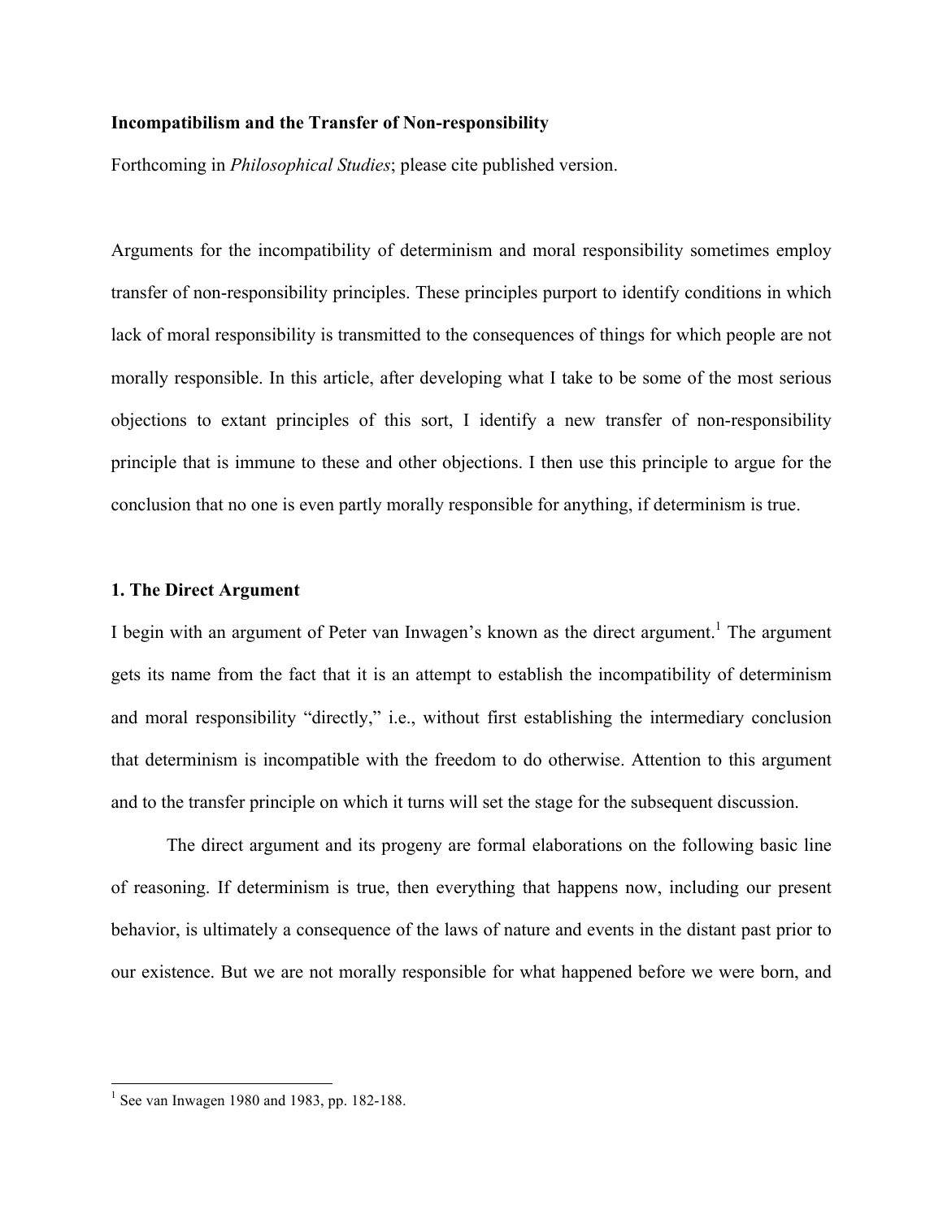**Incompatibilism and the Transfer of Non-responsibility**

Forthcoming in *Philosophical Studies*; please cite published version.

Arguments for the incompatibility of determinism and moral responsibility sometimes employ transfer of non-responsibility principles. These principles purport to identify conditions in which lack of moral responsibility is transmitted to the consequences of things for which people are not morally responsible. In this article, after developing what I take to be some of the most serious objections to extant principles of this sort, I identify a new transfer of non-responsibility principle that is immune to these and other objections. I then use this principle to argue for the conclusion that no one is even partly morally responsible for anything, if determinism is true.

## 1. The Direct Argument

I begin with an argument of Peter van Inwagen's known as the direct argument.[1] The argument gets its name from the fact that it is an attempt to establish the incompatibility of determinism and moral responsibility "directly," i.e., without first establishing the intermediary conclusion that determinism is incompatible with the freedom to do otherwise. Attention to this argument and to the transfer principle on which it turns will set the stage for the subsequent discussion.

The direct argument and its progeny are formal elaborations on the following basic line of reasoning. If determinism is true, then everything that happens now, including our present behavior, is ultimately a consequence of the laws of nature and events in the distant past prior to our existence. But we are not morally responsible for what happened before we were born, and

[1] See van Inwagen 1980 and 1983, pp. 182-188.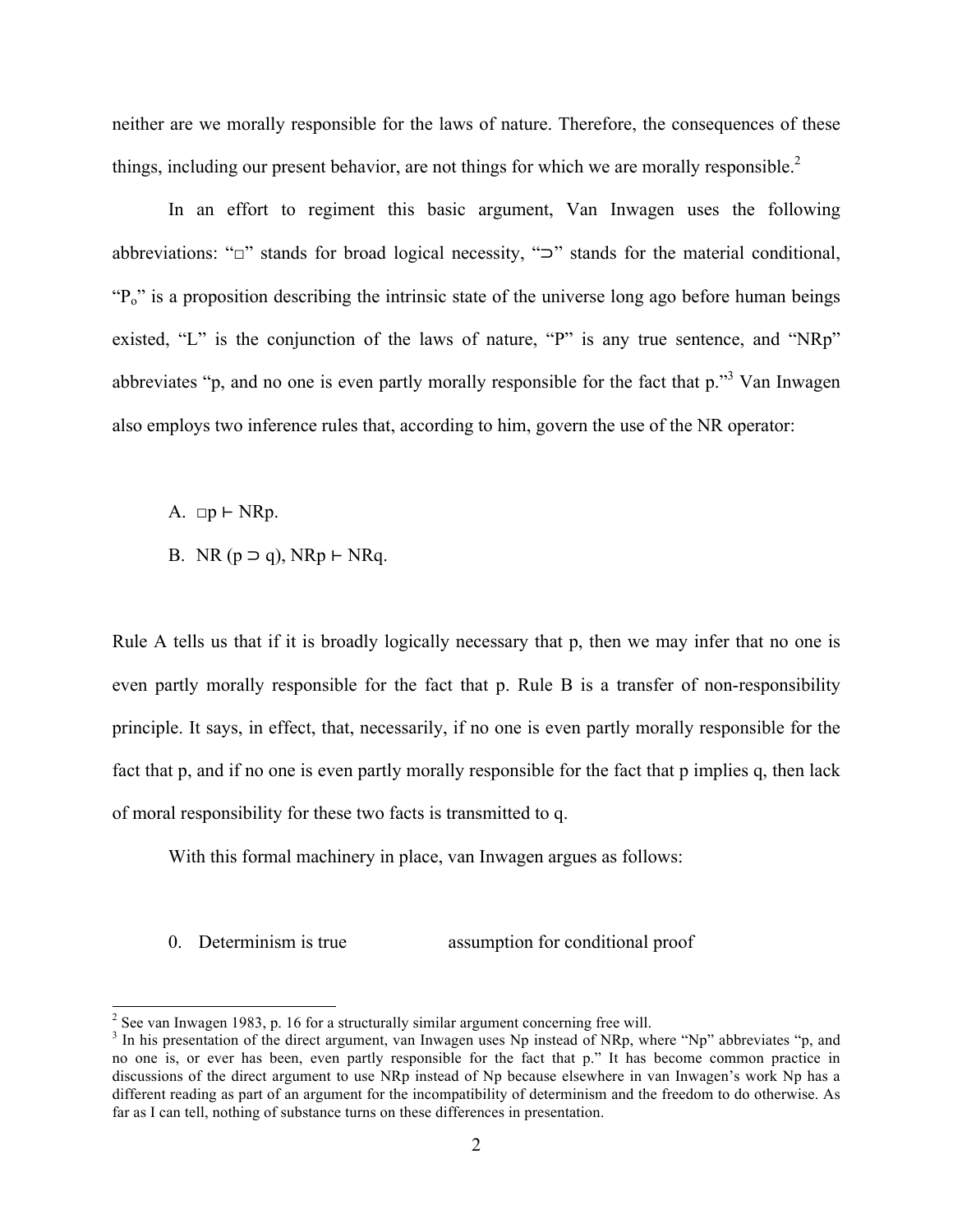neither are we morally responsible for the laws of nature. Therefore, the consequences of these things, including our present behavior, are not things for which we are morally responsible.[2]

In an effort to regiment this basic argument, Van Inwagen uses the following abbreviations: "□" stands for broad logical necessity, "⊃" stands for the material conditional, "$P_o$" is a proposition describing the intrinsic state of the universe long ago before human beings existed, "L" is the conjunction of the laws of nature, "P" is any true sentence, and "NRp" abbreviates "p, and no one is even partly morally responsible for the fact that p."[3] Van Inwagen also employs two inference rules that, according to him, govern the use of the NR operator:

A. □p ⊢ NRp.

B. NR (p ⊃ q), NRp ⊢ NRq.

Rule A tells us that if it is broadly logically necessary that p, then we may infer that no one is even partly morally responsible for the fact that p. Rule B is a transfer of non-responsibility principle. It says, in effect, that, necessarily, if no one is even partly morally responsible for the fact that p, and if no one is even partly morally responsible for the fact that p implies q, then lack of moral responsibility for these two facts is transmitted to q.

With this formal machinery in place, van Inwagen argues as follows:

0. Determinism is true                    assumption for conditional proof

---

[2] See van Inwagen 1983, p. 16 for a structurally similar argument concerning free will.

[3] In his presentation of the direct argument, van Inwagen uses Np instead of NRp, where "Np" abbreviates "p, and no one is, or ever has been, even partly responsible for the fact that p." It has become common practice in discussions of the direct argument to use NRp instead of Np because elsewhere in van Inwagen's work Np has a different reading as part of an argument for the incompatibility of determinism and the freedom to do otherwise. As far as I can tell, nothing of substance turns on these differences in presentation.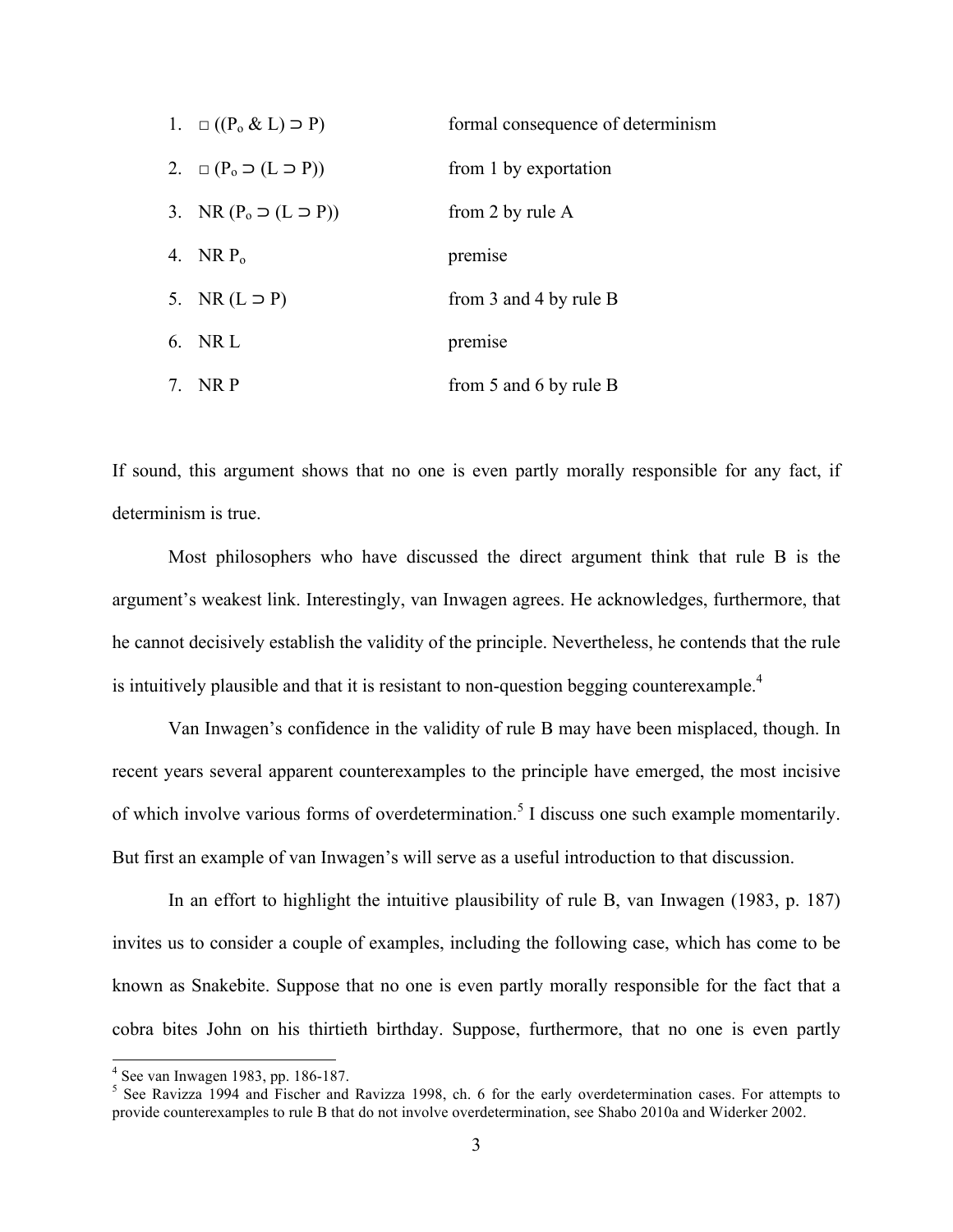1. $\Box((P_o \,\&\, L) \supset P)$ — formal consequence of determinism
2. $\Box(P_o \supset (L \supset P))$ — from 1 by exportation
3. $NR\,(P_o \supset (L \supset P))$ — from 2 by rule A
4. $NR\,P_o$ — premise
5. $NR\,(L \supset P)$ — from 3 and 4 by rule B
6. $NR\,L$ — premise
7. $NR\,P$ — from 5 and 6 by rule B

If sound, this argument shows that no one is even partly morally responsible for any fact, if determinism is true.

Most philosophers who have discussed the direct argument think that rule B is the argument's weakest link. Interestingly, van Inwagen agrees. He acknowledges, furthermore, that he cannot decisively establish the validity of the principle. Nevertheless, he contends that the rule is intuitively plausible and that it is resistant to non-question begging counterexample.[4]

Van Inwagen's confidence in the validity of rule B may have been misplaced, though. In recent years several apparent counterexamples to the principle have emerged, the most incisive of which involve various forms of overdetermination.[5] I discuss one such example momentarily. But first an example of van Inwagen's will serve as a useful introduction to that discussion.

In an effort to highlight the intuitive plausibility of rule B, van Inwagen (1983, p. 187) invites us to consider a couple of examples, including the following case, which has come to be known as Snakebite. Suppose that no one is even partly morally responsible for the fact that a cobra bites John on his thirtieth birthday. Suppose, furthermore, that no one is even partly

---

[4] See van Inwagen 1983, pp. 186-187.

[5] See Ravizza 1994 and Fischer and Ravizza 1998, ch. 6 for the early overdetermination cases. For attempts to provide counterexamples to rule B that do not involve overdetermination, see Shabo 2010a and Widerker 2002.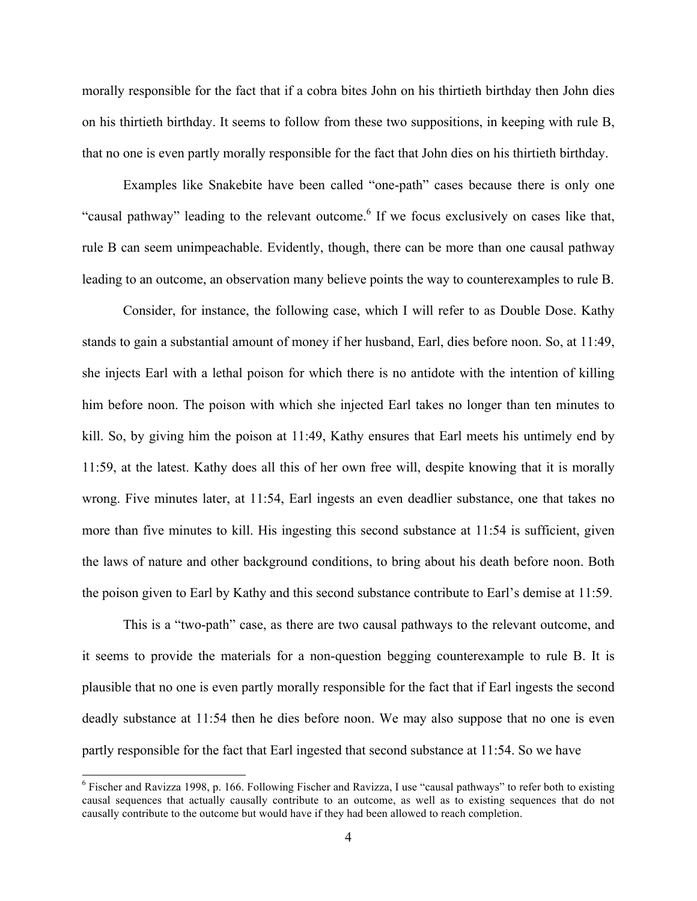morally responsible for the fact that if a cobra bites John on his thirtieth birthday then John dies on his thirtieth birthday. It seems to follow from these two suppositions, in keeping with rule B, that no one is even partly morally responsible for the fact that John dies on his thirtieth birthday.

Examples like Snakebite have been called "one-path" cases because there is only one "causal pathway" leading to the relevant outcome.[6] If we focus exclusively on cases like that, rule B can seem unimpeachable. Evidently, though, there can be more than one causal pathway leading to an outcome, an observation many believe points the way to counterexamples to rule B.

Consider, for instance, the following case, which I will refer to as Double Dose. Kathy stands to gain a substantial amount of money if her husband, Earl, dies before noon. So, at 11:49, she injects Earl with a lethal poison for which there is no antidote with the intention of killing him before noon. The poison with which she injected Earl takes no longer than ten minutes to kill. So, by giving him the poison at 11:49, Kathy ensures that Earl meets his untimely end by 11:59, at the latest. Kathy does all this of her own free will, despite knowing that it is morally wrong. Five minutes later, at 11:54, Earl ingests an even deadlier substance, one that takes no more than five minutes to kill. His ingesting this second substance at 11:54 is sufficient, given the laws of nature and other background conditions, to bring about his death before noon. Both the poison given to Earl by Kathy and this second substance contribute to Earl's demise at 11:59.

This is a "two-path" case, as there are two causal pathways to the relevant outcome, and it seems to provide the materials for a non-question begging counterexample to rule B. It is plausible that no one is even partly morally responsible for the fact that if Earl ingests the second deadly substance at 11:54 then he dies before noon. We may also suppose that no one is even partly responsible for the fact that Earl ingested that second substance at 11:54. So we have

---

[6] Fischer and Ravizza 1998, p. 166. Following Fischer and Ravizza, I use "causal pathways" to refer both to existing causal sequences that actually causally contribute to an outcome, as well as to existing sequences that do not causally contribute to the outcome but would have if they had been allowed to reach completion.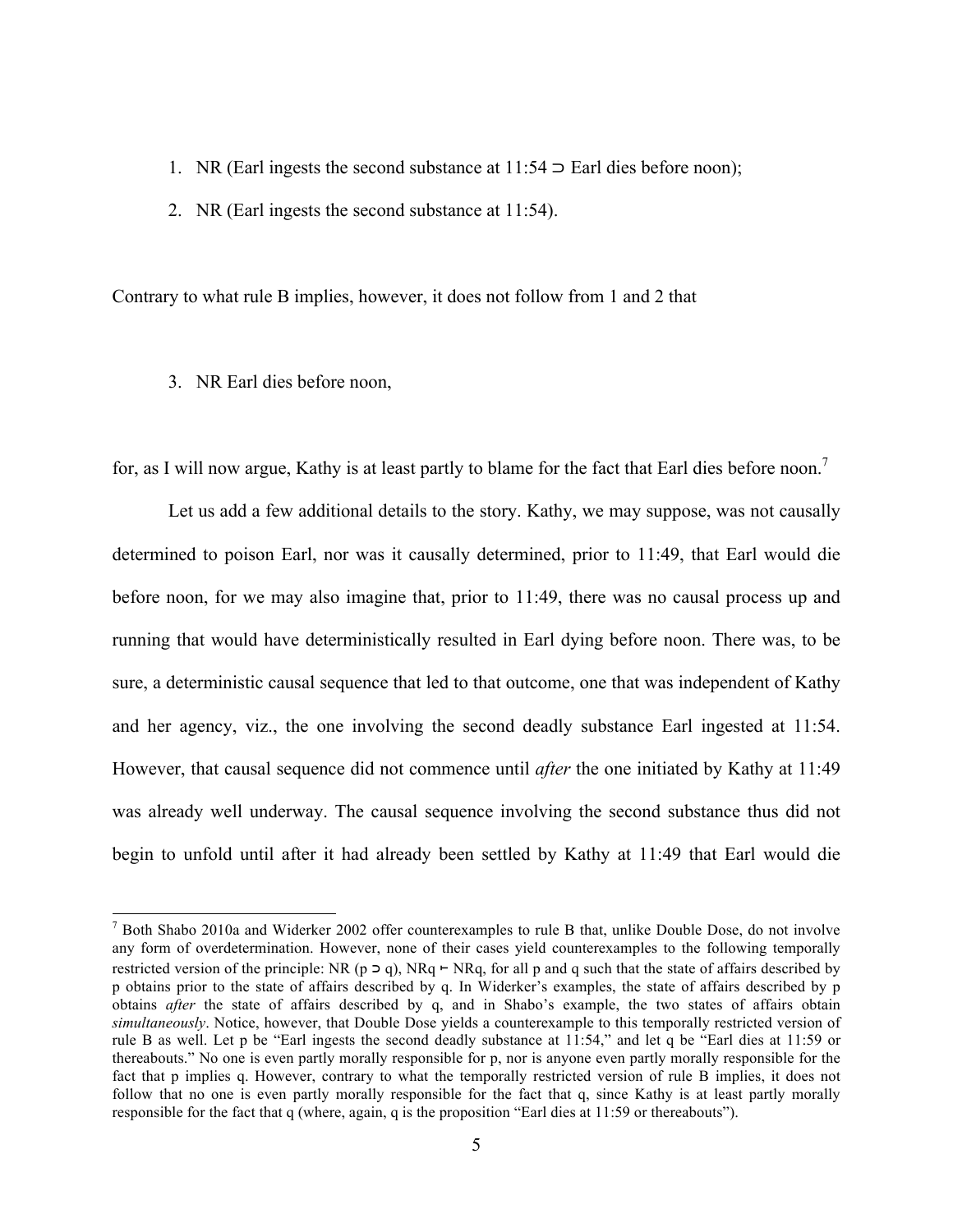1. NR (Earl ingests the second substance at 11:54 ⊃ Earl dies before noon);
2. NR (Earl ingests the second substance at 11:54).

Contrary to what rule B implies, however, it does not follow from 1 and 2 that

3. NR Earl dies before noon,

for, as I will now argue, Kathy is at least partly to blame for the fact that Earl dies before noon.[7]

Let us add a few additional details to the story. Kathy, we may suppose, was not causally determined to poison Earl, nor was it causally determined, prior to 11:49, that Earl would die before noon, for we may also imagine that, prior to 11:49, there was no causal process up and running that would have deterministically resulted in Earl dying before noon. There was, to be sure, a deterministic causal sequence that led to that outcome, one that was independent of Kathy and her agency, viz., the one involving the second deadly substance Earl ingested at 11:54. However, that causal sequence did not commence until *after* the one initiated by Kathy at 11:49 was already well underway. The causal sequence involving the second substance thus did not begin to unfold until after it had already been settled by Kathy at 11:49 that Earl would die

---

[7] Both Shabo 2010a and Widerker 2002 offer counterexamples to rule B that, unlike Double Dose, do not involve any form of overdetermination. However, none of their cases yield counterexamples to the following temporally restricted version of the principle: NR (p ⊃ q), NRq ⊢ NRq, for all p and q such that the state of affairs described by p obtains prior to the state of affairs described by q. In Widerker's examples, the state of affairs described by p obtains *after* the state of affairs described by q, and in Shabo's example, the two states of affairs obtain *simultaneously*. Notice, however, that Double Dose yields a counterexample to this temporally restricted version of rule B as well. Let p be "Earl ingests the second deadly substance at 11:54," and let q be "Earl dies at 11:59 or thereabouts." No one is even partly morally responsible for p, nor is anyone even partly morally responsible for the fact that p implies q. However, contrary to what the temporally restricted version of rule B implies, it does not follow that no one is even partly morally responsible for the fact that q, since Kathy is at least partly morally responsible for the fact that q (where, again, q is the proposition "Earl dies at 11:59 or thereabouts").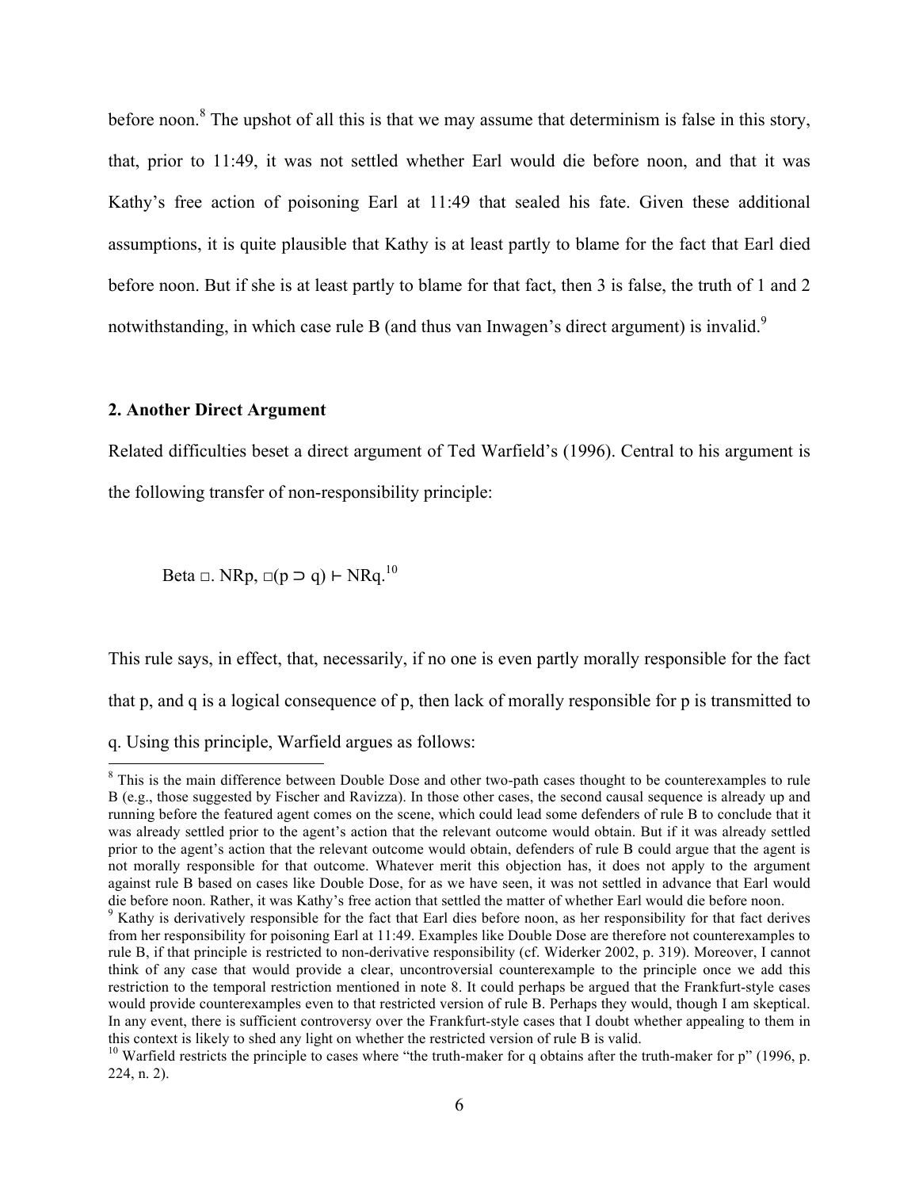before noon.[8] The upshot of all this is that we may assume that determinism is false in this story, that, prior to 11:49, it was not settled whether Earl would die before noon, and that it was Kathy's free action of poisoning Earl at 11:49 that sealed his fate. Given these additional assumptions, it is quite plausible that Kathy is at least partly to blame for the fact that Earl died before noon. But if she is at least partly to blame for that fact, then 3 is false, the truth of 1 and 2 notwithstanding, in which case rule B (and thus van Inwagen's direct argument) is invalid.[9]

## 2. Another Direct Argument

Related difficulties beset a direct argument of Ted Warfield's (1996). Central to his argument is the following transfer of non-responsibility principle:

Beta □. NRp, □(p ⊃ q) ⊢ NRq.[10]

This rule says, in effect, that, necessarily, if no one is even partly morally responsible for the fact that p, and q is a logical consequence of p, then lack of morally responsible for p is transmitted to q. Using this principle, Warfield argues as follows:

---

[8] This is the main difference between Double Dose and other two-path cases thought to be counterexamples to rule B (e.g., those suggested by Fischer and Ravizza). In those other cases, the second causal sequence is already up and running before the featured agent comes on the scene, which could lead some defenders of rule B to conclude that it was already settled prior to the agent's action that the relevant outcome would obtain. But if it was already settled prior to the agent's action that the relevant outcome would obtain, defenders of rule B could argue that the agent is not morally responsible for that outcome. Whatever merit this objection has, it does not apply to the argument against rule B based on cases like Double Dose, for as we have seen, it was not settled in advance that Earl would die before noon. Rather, it was Kathy's free action that settled the matter of whether Earl would die before noon.

[9] Kathy is derivatively responsible for the fact that Earl dies before noon, as her responsibility for that fact derives from her responsibility for poisoning Earl at 11:49. Examples like Double Dose are therefore not counterexamples to rule B, if that principle is restricted to non-derivative responsibility (cf. Widerker 2002, p. 319). Moreover, I cannot think of any case that would provide a clear, uncontroversial counterexample to the principle once we add this restriction to the temporal restriction mentioned in note 8. It could perhaps be argued that the Frankfurt-style cases would provide counterexamples even to that restricted version of rule B. Perhaps they would, though I am skeptical. In any event, there is sufficient controversy over the Frankfurt-style cases that I doubt whether appealing to them in this context is likely to shed any light on whether the restricted version of rule B is valid.

[10] Warfield restricts the principle to cases where "the truth-maker for q obtains after the truth-maker for p" (1996, p. 224, n. 2).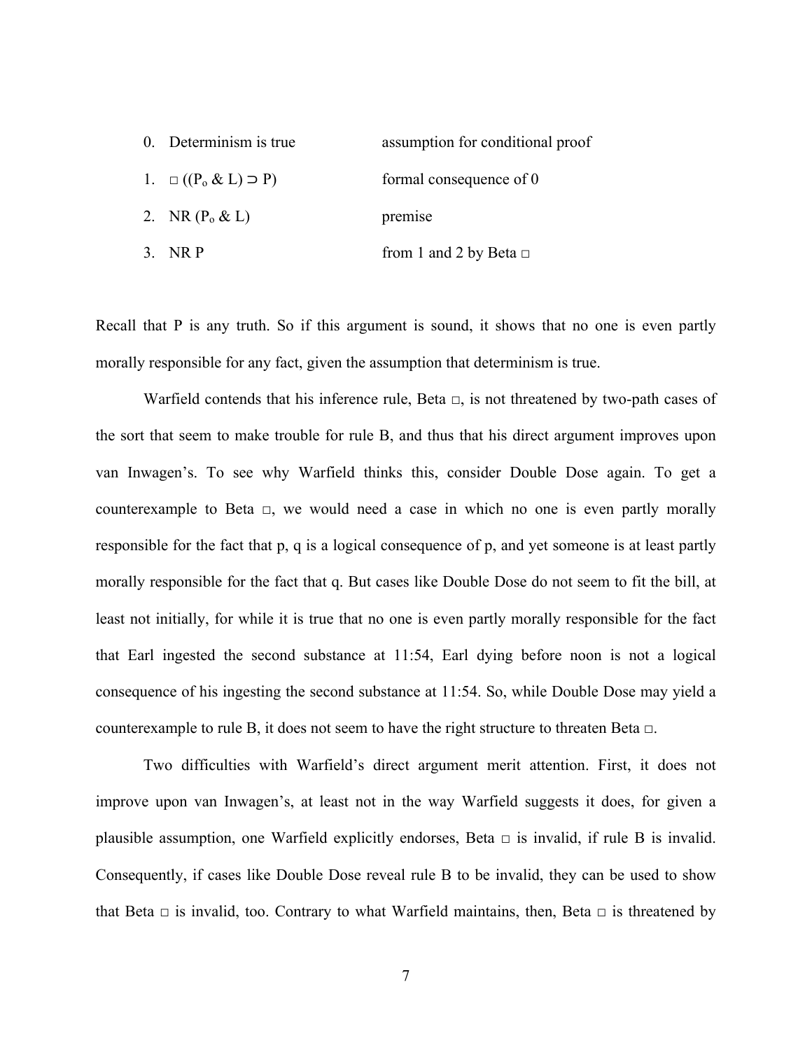0. Determinism is true — assumption for conditional proof
1. $\Box((P_o \,\&\, L) \supset P)$ — formal consequence of 0
2. NR $(P_o \,\&\, L)$ — premise
3. NR P — from 1 and 2 by Beta $\Box$

Recall that P is any truth. So if this argument is sound, it shows that no one is even partly morally responsible for any fact, given the assumption that determinism is true.

Warfield contends that his inference rule, Beta $\Box$, is not threatened by two-path cases of the sort that seem to make trouble for rule B, and thus that his direct argument improves upon van Inwagen's. To see why Warfield thinks this, consider Double Dose again. To get a counterexample to Beta $\Box$, we would need a case in which no one is even partly morally responsible for the fact that p, q is a logical consequence of p, and yet someone is at least partly morally responsible for the fact that q. But cases like Double Dose do not seem to fit the bill, at least not initially, for while it is true that no one is even partly morally responsible for the fact that Earl ingested the second substance at 11:54, Earl dying before noon is not a logical consequence of his ingesting the second substance at 11:54. So, while Double Dose may yield a counterexample to rule B, it does not seem to have the right structure to threaten Beta $\Box$.

Two difficulties with Warfield's direct argument merit attention. First, it does not improve upon van Inwagen's, at least not in the way Warfield suggests it does, for given a plausible assumption, one Warfield explicitly endorses, Beta $\Box$ is invalid, if rule B is invalid. Consequently, if cases like Double Dose reveal rule B to be invalid, they can be used to show that Beta $\Box$ is invalid, too. Contrary to what Warfield maintains, then, Beta $\Box$ is threatened by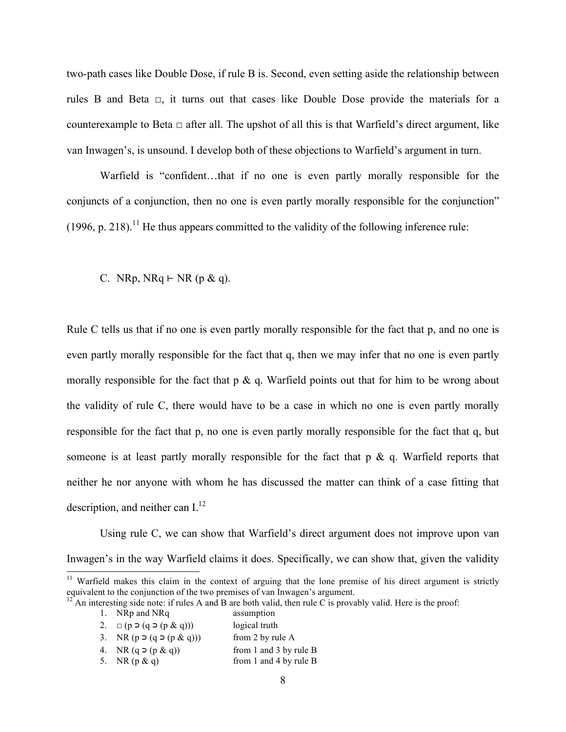two-path cases like Double Dose, if rule B is. Second, even setting aside the relationship between rules B and Beta □, it turns out that cases like Double Dose provide the materials for a counterexample to Beta □ after all. The upshot of all this is that Warfield's direct argument, like van Inwagen's, is unsound. I develop both of these objections to Warfield's argument in turn.

Warfield is "confident…that if no one is even partly morally responsible for the conjuncts of a conjunction, then no one is even partly morally responsible for the conjunction" (1996, p. 218).[11] He thus appears committed to the validity of the following inference rule:

C. NRp, NRq ⊢ NR (p & q).

Rule C tells us that if no one is even partly morally responsible for the fact that p, and no one is even partly morally responsible for the fact that q, then we may infer that no one is even partly morally responsible for the fact that p & q. Warfield points out that for him to be wrong about the validity of rule C, there would have to be a case in which no one is even partly morally responsible for the fact that p, no one is even partly morally responsible for the fact that q, but someone is at least partly morally responsible for the fact that p & q. Warfield reports that neither he nor anyone with whom he has discussed the matter can think of a case fitting that description, and neither can I.[12]

Using rule C, we can show that Warfield's direct argument does not improve upon van Inwagen's in the way Warfield claims it does. Specifically, we can show that, given the validity

---

[11] Warfield makes this claim in the context of arguing that the lone premise of his direct argument is strictly equivalent to the conjunction of the two premises of van Inwagen's argument.

[12] An interesting side note: if rules A and B are both valid, then rule C is provably valid. Here is the proof:

1. NRp and NRq — assumption
2. □ (p ⊃ (q ⊃ (p & q))) — logical truth
3. NR (p ⊃ (q ⊃ (p & q))) — from 2 by rule A
4. NR (q ⊃ (p & q)) — from 1 and 3 by rule B
5. NR (p & q) — from 1 and 4 by rule B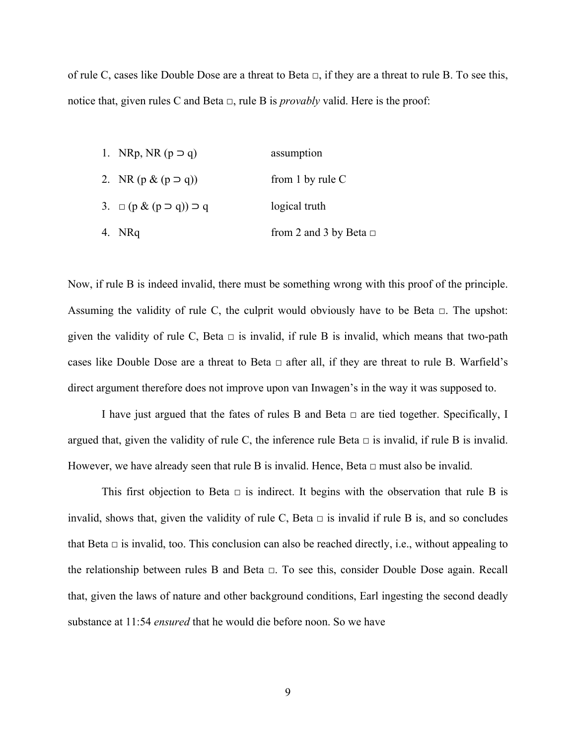of rule C, cases like Double Dose are a threat to Beta □, if they are a threat to rule B. To see this, notice that, given rules C and Beta □, rule B is *provably* valid. Here is the proof:

| | | |
|---|---|---|
| 1. | NRp, NR $(p \supset q)$ | assumption |
| 2. | NR $(p \,\&\, (p \supset q))$ | from 1 by rule C |
| 3. | $\Box\, (p \,\&\, (p \supset q)) \supset q$ | logical truth |
| 4. | NRq | from 2 and 3 by Beta □ |

Now, if rule B is indeed invalid, there must be something wrong with this proof of the principle. Assuming the validity of rule C, the culprit would obviously have to be Beta □. The upshot: given the validity of rule C, Beta □ is invalid, if rule B is invalid, which means that two-path cases like Double Dose are a threat to Beta □ after all, if they are threat to rule B. Warfield's direct argument therefore does not improve upon van Inwagen's in the way it was supposed to.

I have just argued that the fates of rules B and Beta □ are tied together. Specifically, I argued that, given the validity of rule C, the inference rule Beta □ is invalid, if rule B is invalid. However, we have already seen that rule B is invalid. Hence, Beta □ must also be invalid.

This first objection to Beta □ is indirect. It begins with the observation that rule B is invalid, shows that, given the validity of rule C, Beta □ is invalid if rule B is, and so concludes that Beta □ is invalid, too. This conclusion can also be reached directly, i.e., without appealing to the relationship between rules B and Beta □. To see this, consider Double Dose again. Recall that, given the laws of nature and other background conditions, Earl ingesting the second deadly substance at 11:54 *ensured* that he would die before noon. So we have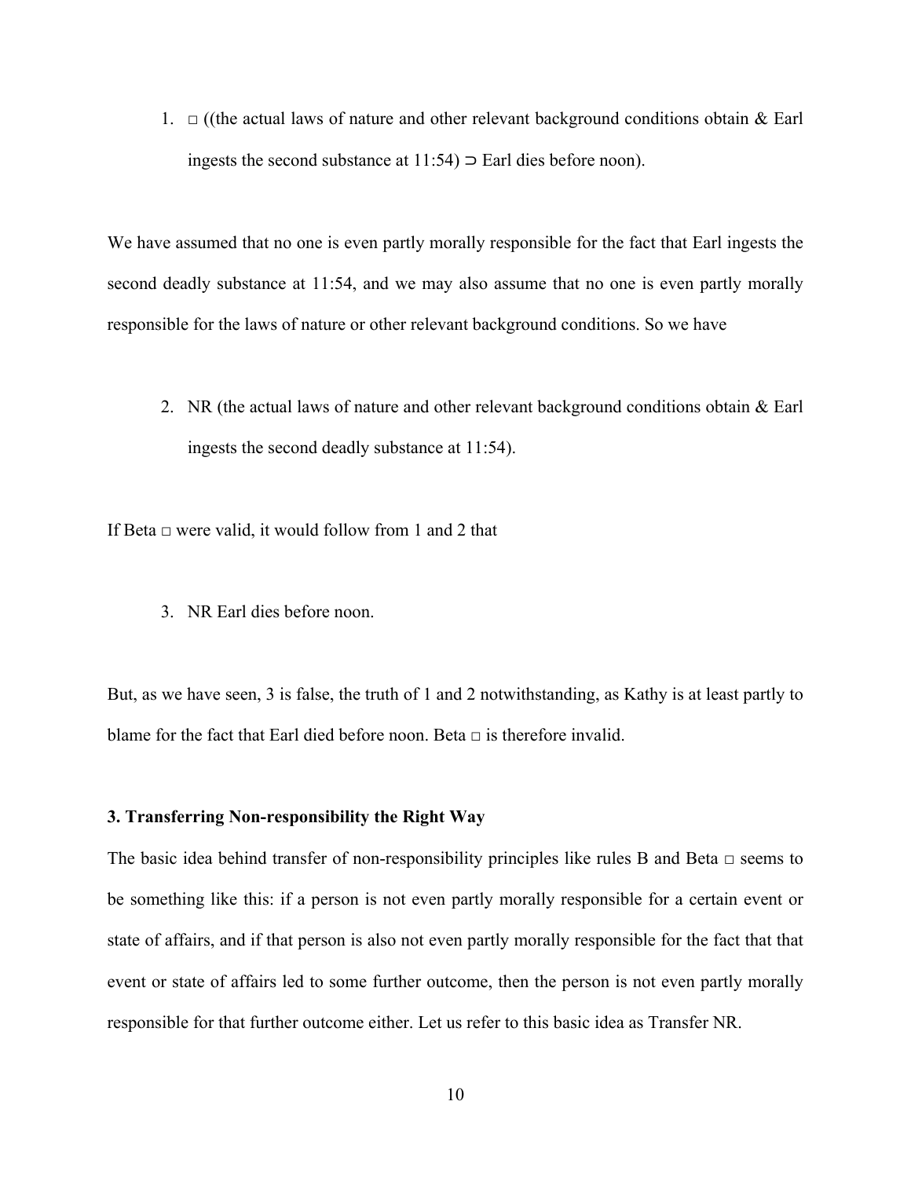1. □ ((the actual laws of nature and other relevant background conditions obtain & Earl ingests the second substance at 11:54) ⊃ Earl dies before noon).

We have assumed that no one is even partly morally responsible for the fact that Earl ingests the second deadly substance at 11:54, and we may also assume that no one is even partly morally responsible for the laws of nature or other relevant background conditions. So we have

2. NR (the actual laws of nature and other relevant background conditions obtain & Earl ingests the second deadly substance at 11:54).

If Beta □ were valid, it would follow from 1 and 2 that

3. NR Earl dies before noon.

But, as we have seen, 3 is false, the truth of 1 and 2 notwithstanding, as Kathy is at least partly to blame for the fact that Earl died before noon. Beta □ is therefore invalid.

### 3. Transferring Non-responsibility the Right Way

The basic idea behind transfer of non-responsibility principles like rules B and Beta □ seems to be something like this: if a person is not even partly morally responsible for a certain event or state of affairs, and if that person is also not even partly morally responsible for the fact that that event or state of affairs led to some further outcome, then the person is not even partly morally responsible for that further outcome either. Let us refer to this basic idea as Transfer NR.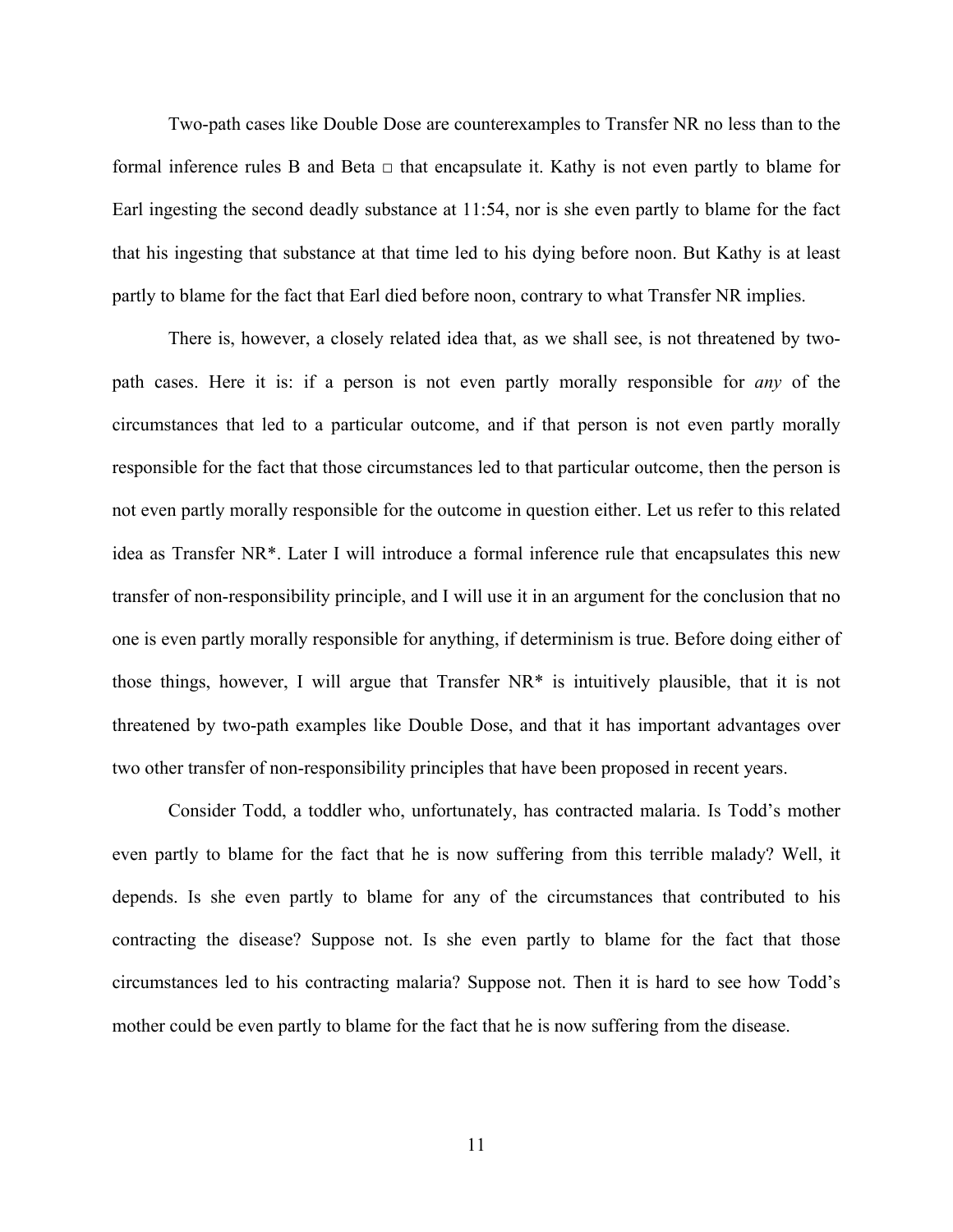Two-path cases like Double Dose are counterexamples to Transfer NR no less than to the formal inference rules B and Beta □ that encapsulate it. Kathy is not even partly to blame for Earl ingesting the second deadly substance at 11:54, nor is she even partly to blame for the fact that his ingesting that substance at that time led to his dying before noon. But Kathy is at least partly to blame for the fact that Earl died before noon, contrary to what Transfer NR implies.

There is, however, a closely related idea that, as we shall see, is not threatened by two-path cases. Here it is: if a person is not even partly morally responsible for *any* of the circumstances that led to a particular outcome, and if that person is not even partly morally responsible for the fact that those circumstances led to that particular outcome, then the person is not even partly morally responsible for the outcome in question either. Let us refer to this related idea as Transfer NR*. Later I will introduce a formal inference rule that encapsulates this new transfer of non-responsibility principle, and I will use it in an argument for the conclusion that no one is even partly morally responsible for anything, if determinism is true. Before doing either of those things, however, I will argue that Transfer NR* is intuitively plausible, that it is not threatened by two-path examples like Double Dose, and that it has important advantages over two other transfer of non-responsibility principles that have been proposed in recent years.

Consider Todd, a toddler who, unfortunately, has contracted malaria. Is Todd's mother even partly to blame for the fact that he is now suffering from this terrible malady? Well, it depends. Is she even partly to blame for any of the circumstances that contributed to his contracting the disease? Suppose not. Is she even partly to blame for the fact that those circumstances led to his contracting malaria? Suppose not. Then it is hard to see how Todd's mother could be even partly to blame for the fact that he is now suffering from the disease.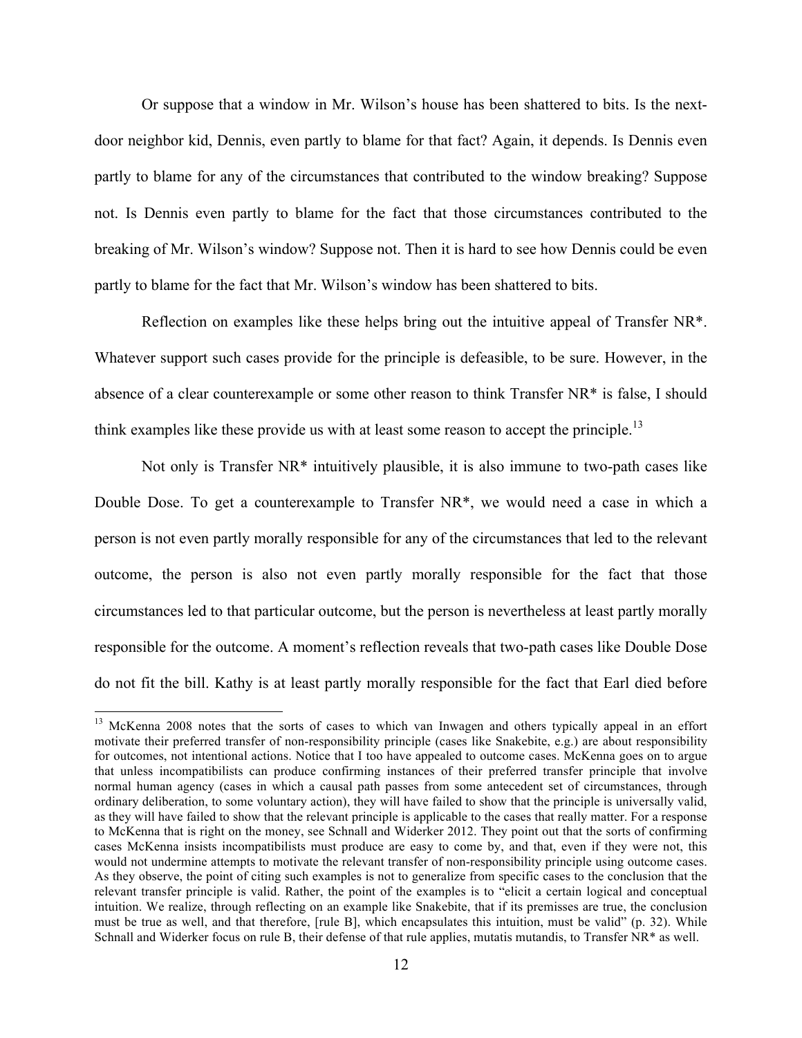Or suppose that a window in Mr. Wilson's house has been shattered to bits. Is the next-door neighbor kid, Dennis, even partly to blame for that fact? Again, it depends. Is Dennis even partly to blame for any of the circumstances that contributed to the window breaking? Suppose not. Is Dennis even partly to blame for the fact that those circumstances contributed to the breaking of Mr. Wilson's window? Suppose not. Then it is hard to see how Dennis could be even partly to blame for the fact that Mr. Wilson's window has been shattered to bits.

Reflection on examples like these helps bring out the intuitive appeal of Transfer NR*. Whatever support such cases provide for the principle is defeasible, to be sure. However, in the absence of a clear counterexample or some other reason to think Transfer NR* is false, I should think examples like these provide us with at least some reason to accept the principle.[13]

Not only is Transfer NR* intuitively plausible, it is also immune to two-path cases like Double Dose. To get a counterexample to Transfer NR*, we would need a case in which a person is not even partly morally responsible for any of the circumstances that led to the relevant outcome, the person is also not even partly morally responsible for the fact that those circumstances led to that particular outcome, but the person is nevertheless at least partly morally responsible for the outcome. A moment's reflection reveals that two-path cases like Double Dose do not fit the bill. Kathy is at least partly morally responsible for the fact that Earl died before

[13] McKenna 2008 notes that the sorts of cases to which van Inwagen and others typically appeal in an effort motivate their preferred transfer of non-responsibility principle (cases like Snakebite, e.g.) are about responsibility for outcomes, not intentional actions. Notice that I too have appealed to outcome cases. McKenna goes on to argue that unless incompatibilists can produce confirming instances of their preferred transfer principle that involve normal human agency (cases in which a causal path passes from some antecedent set of circumstances, through ordinary deliberation, to some voluntary action), they will have failed to show that the principle is universally valid, as they will have failed to show that the relevant principle is applicable to the cases that really matter. For a response to McKenna that is right on the money, see Schnall and Widerker 2012. They point out that the sorts of confirming cases McKenna insists incompatibilists must produce are easy to come by, and that, even if they were not, this would not undermine attempts to motivate the relevant transfer of non-responsibility principle using outcome cases. As they observe, the point of citing such examples is not to generalize from specific cases to the conclusion that the relevant transfer principle is valid. Rather, the point of the examples is to "elicit a certain logical and conceptual intuition. We realize, through reflecting on an example like Snakebite, that if its premisses are true, the conclusion must be true as well, and that therefore, [rule B], which encapsulates this intuition, must be valid" (p. 32). While Schnall and Widerker focus on rule B, their defense of that rule applies, mutatis mutandis, to Transfer NR* as well.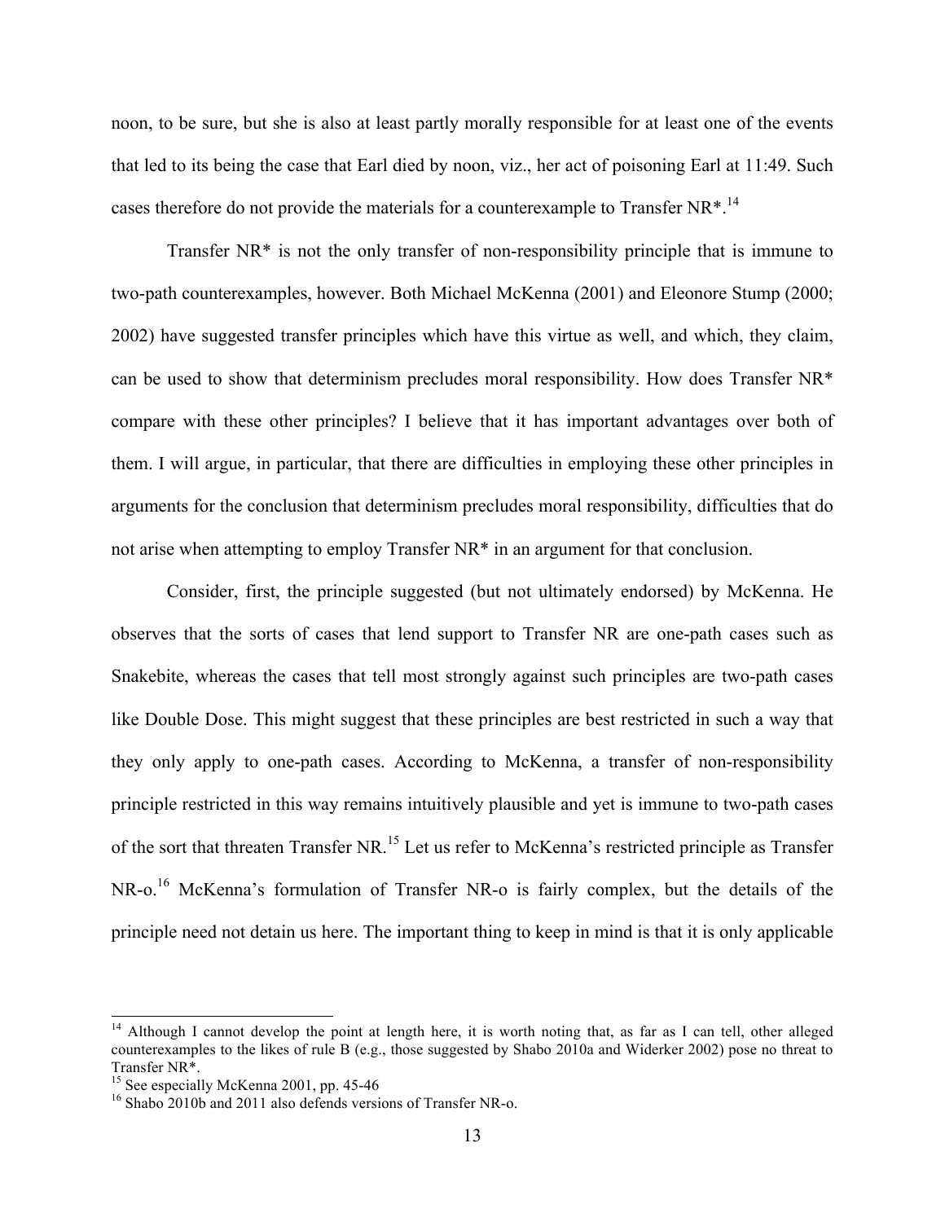noon, to be sure, but she is also at least partly morally responsible for at least one of the events that led to its being the case that Earl died by noon, viz., her act of poisoning Earl at 11:49. Such cases therefore do not provide the materials for a counterexample to Transfer NR*.[14]

Transfer NR* is not the only transfer of non-responsibility principle that is immune to two-path counterexamples, however. Both Michael McKenna (2001) and Eleonore Stump (2000; 2002) have suggested transfer principles which have this virtue as well, and which, they claim, can be used to show that determinism precludes moral responsibility. How does Transfer NR* compare with these other principles? I believe that it has important advantages over both of them. I will argue, in particular, that there are difficulties in employing these other principles in arguments for the conclusion that determinism precludes moral responsibility, difficulties that do not arise when attempting to employ Transfer NR* in an argument for that conclusion.

Consider, first, the principle suggested (but not ultimately endorsed) by McKenna. He observes that the sorts of cases that lend support to Transfer NR are one-path cases such as Snakebite, whereas the cases that tell most strongly against such principles are two-path cases like Double Dose. This might suggest that these principles are best restricted in such a way that they only apply to one-path cases. According to McKenna, a transfer of non-responsibility principle restricted in this way remains intuitively plausible and yet is immune to two-path cases of the sort that threaten Transfer NR.[15] Let us refer to McKenna's restricted principle as Transfer NR-o.[16] McKenna's formulation of Transfer NR-o is fairly complex, but the details of the principle need not detain us here. The important thing to keep in mind is that it is only applicable

---

[14] Although I cannot develop the point at length here, it is worth noting that, as far as I can tell, other alleged counterexamples to the likes of rule B (e.g., those suggested by Shabo 2010a and Widerker 2002) pose no threat to Transfer NR*.

[15] See especially McKenna 2001, pp. 45-46

[16] Shabo 2010b and 2011 also defends versions of Transfer NR-o.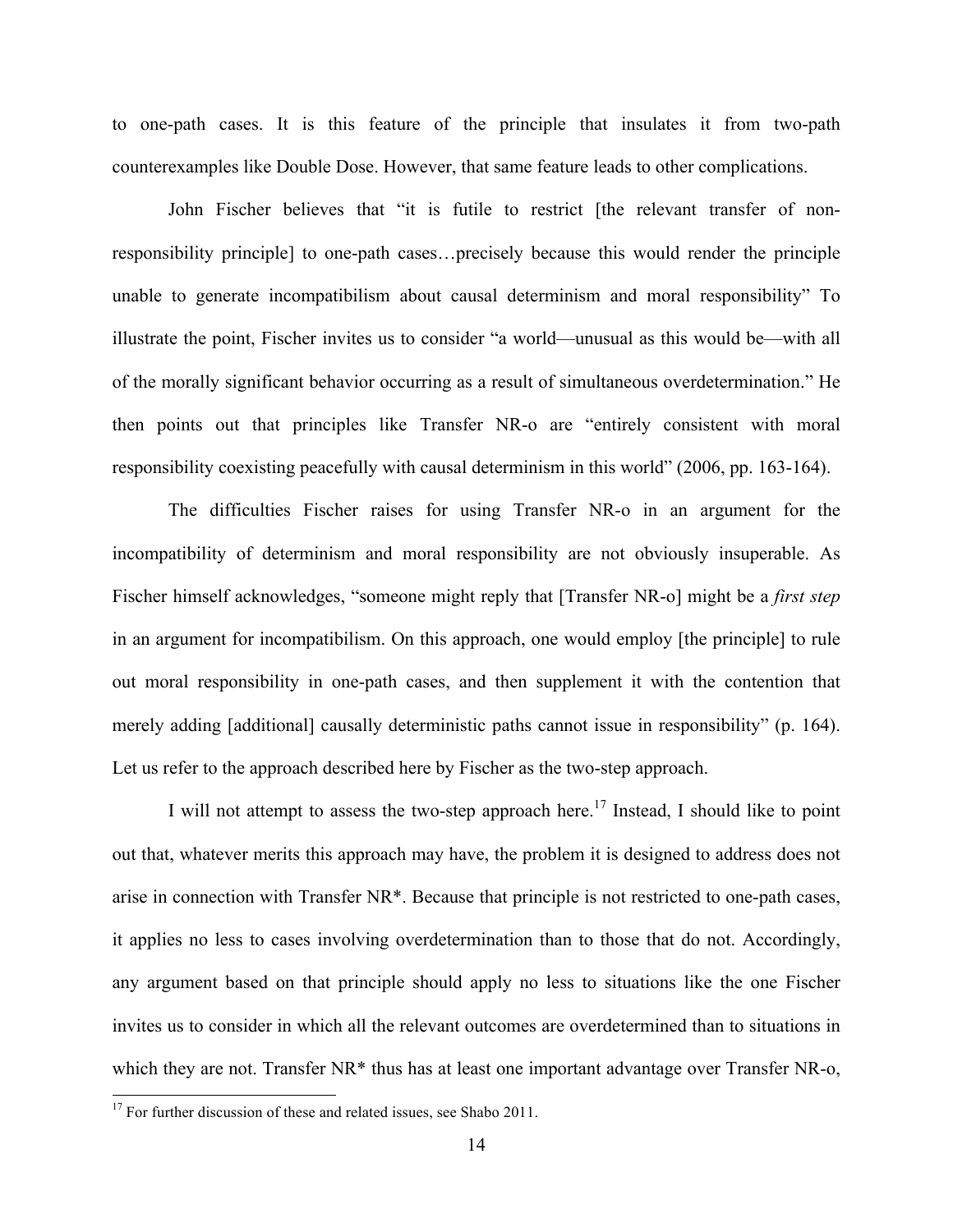to one-path cases. It is this feature of the principle that insulates it from two-path counterexamples like Double Dose. However, that same feature leads to other complications.

John Fischer believes that "it is futile to restrict [the relevant transfer of non-responsibility principle] to one-path cases…precisely because this would render the principle unable to generate incompatibilism about causal determinism and moral responsibility" To illustrate the point, Fischer invites us to consider "a world—unusual as this would be—with all of the morally significant behavior occurring as a result of simultaneous overdetermination." He then points out that principles like Transfer NR-o are "entirely consistent with moral responsibility coexisting peacefully with causal determinism in this world" (2006, pp. 163-164).

The difficulties Fischer raises for using Transfer NR-o in an argument for the incompatibility of determinism and moral responsibility are not obviously insuperable. As Fischer himself acknowledges, "someone might reply that [Transfer NR-o] might be a *first step* in an argument for incompatibilism. On this approach, one would employ [the principle] to rule out moral responsibility in one-path cases, and then supplement it with the contention that merely adding [additional] causally deterministic paths cannot issue in responsibility" (p. 164). Let us refer to the approach described here by Fischer as the two-step approach.

I will not attempt to assess the two-step approach here.[17] Instead, I should like to point out that, whatever merits this approach may have, the problem it is designed to address does not arise in connection with Transfer NR*. Because that principle is not restricted to one-path cases, it applies no less to cases involving overdetermination than to those that do not. Accordingly, any argument based on that principle should apply no less to situations like the one Fischer invites us to consider in which all the relevant outcomes are overdetermined than to situations in which they are not. Transfer NR* thus has at least one important advantage over Transfer NR-o,

[17] For further discussion of these and related issues, see Shabo 2011.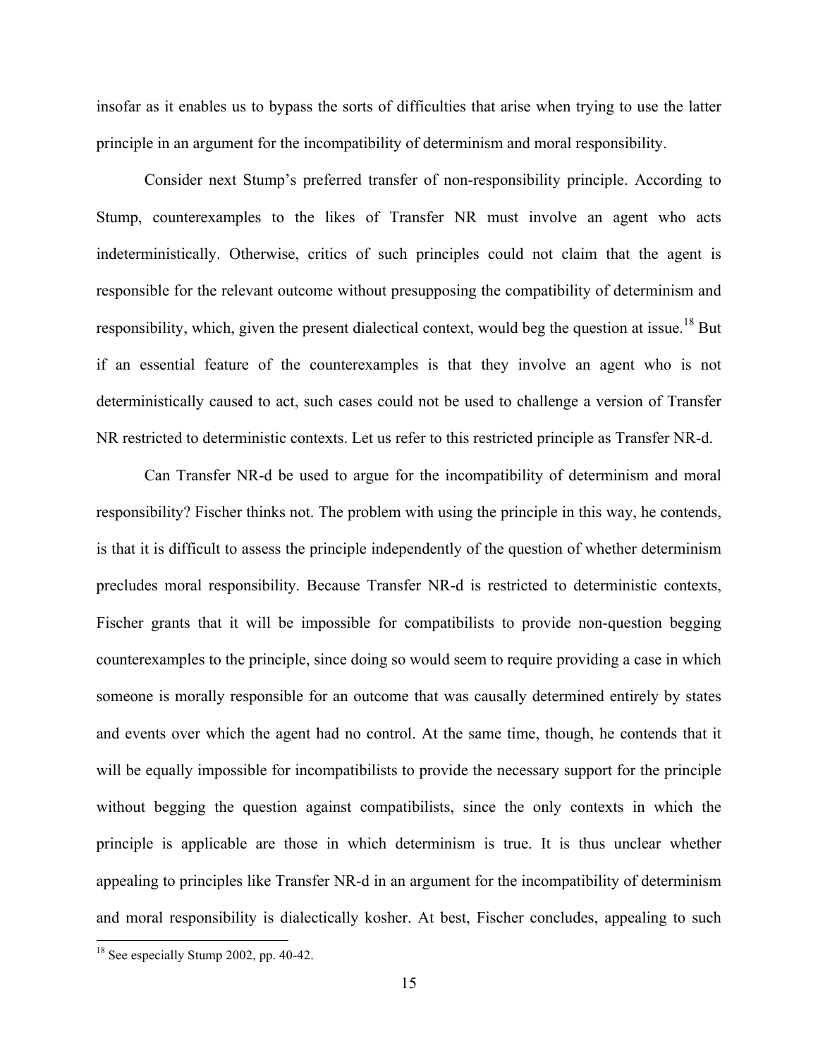insofar as it enables us to bypass the sorts of difficulties that arise when trying to use the latter principle in an argument for the incompatibility of determinism and moral responsibility.

Consider next Stump's preferred transfer of non-responsibility principle. According to Stump, counterexamples to the likes of Transfer NR must involve an agent who acts indeterministically. Otherwise, critics of such principles could not claim that the agent is responsible for the relevant outcome without presupposing the compatibility of determinism and responsibility, which, given the present dialectical context, would beg the question at issue.[18] But if an essential feature of the counterexamples is that they involve an agent who is not deterministically caused to act, such cases could not be used to challenge a version of Transfer NR restricted to deterministic contexts. Let us refer to this restricted principle as Transfer NR-d.

Can Transfer NR-d be used to argue for the incompatibility of determinism and moral responsibility? Fischer thinks not. The problem with using the principle in this way, he contends, is that it is difficult to assess the principle independently of the question of whether determinism precludes moral responsibility. Because Transfer NR-d is restricted to deterministic contexts, Fischer grants that it will be impossible for compatibilists to provide non-question begging counterexamples to the principle, since doing so would seem to require providing a case in which someone is morally responsible for an outcome that was causally determined entirely by states and events over which the agent had no control. At the same time, though, he contends that it will be equally impossible for incompatibilists to provide the necessary support for the principle without begging the question against compatibilists, since the only contexts in which the principle is applicable are those in which determinism is true. It is thus unclear whether appealing to principles like Transfer NR-d in an argument for the incompatibility of determinism and moral responsibility is dialectically kosher. At best, Fischer concludes, appealing to such

[18] See especially Stump 2002, pp. 40-42.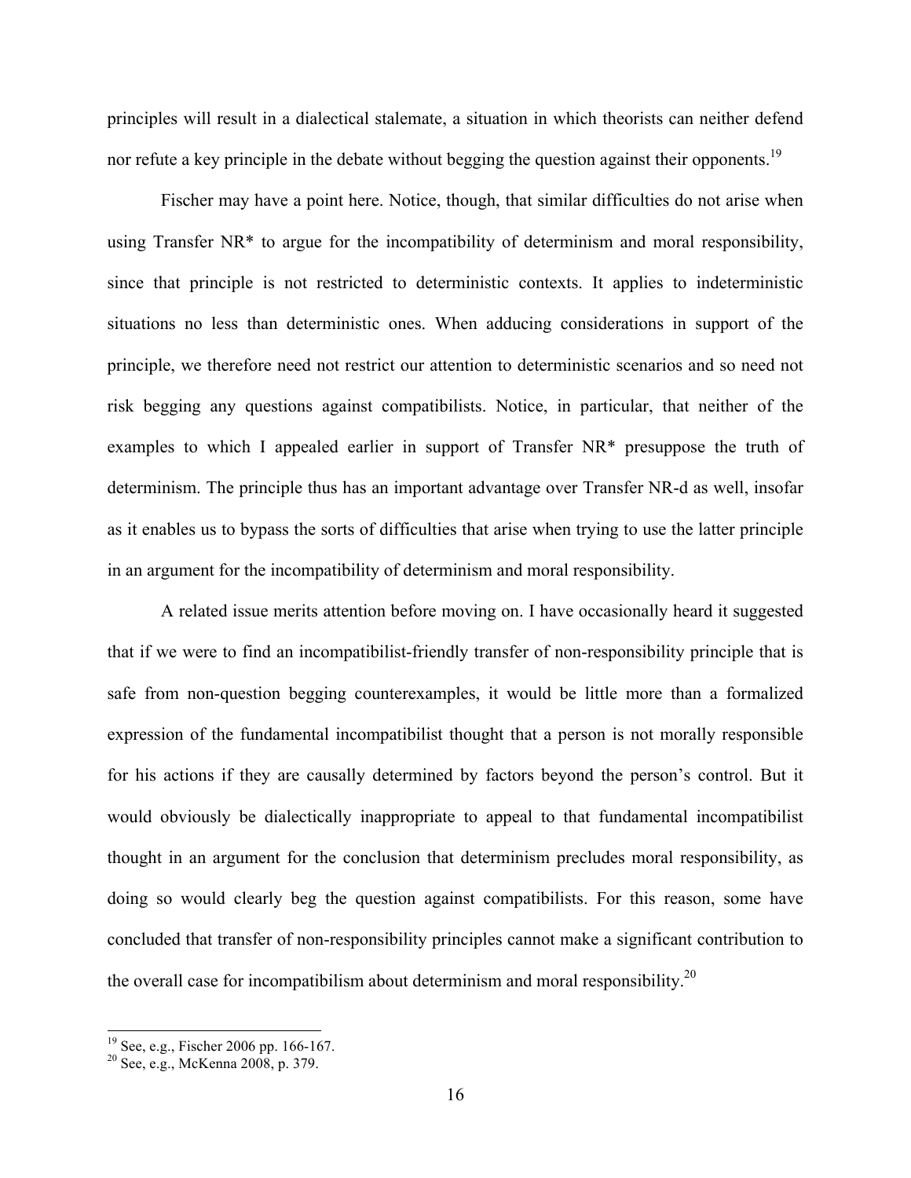principles will result in a dialectical stalemate, a situation in which theorists can neither defend nor refute a key principle in the debate without begging the question against their opponents.[19]

Fischer may have a point here. Notice, though, that similar difficulties do not arise when using Transfer NR* to argue for the incompatibility of determinism and moral responsibility, since that principle is not restricted to deterministic contexts. It applies to indeterministic situations no less than deterministic ones. When adducing considerations in support of the principle, we therefore need not restrict our attention to deterministic scenarios and so need not risk begging any questions against compatibilists. Notice, in particular, that neither of the examples to which I appealed earlier in support of Transfer NR* presuppose the truth of determinism. The principle thus has an important advantage over Transfer NR-d as well, insofar as it enables us to bypass the sorts of difficulties that arise when trying to use the latter principle in an argument for the incompatibility of determinism and moral responsibility.

A related issue merits attention before moving on. I have occasionally heard it suggested that if we were to find an incompatibilist-friendly transfer of non-responsibility principle that is safe from non-question begging counterexamples, it would be little more than a formalized expression of the fundamental incompatibilist thought that a person is not morally responsible for his actions if they are causally determined by factors beyond the person's control. But it would obviously be dialectically inappropriate to appeal to that fundamental incompatibilist thought in an argument for the conclusion that determinism precludes moral responsibility, as doing so would clearly beg the question against compatibilists. For this reason, some have concluded that transfer of non-responsibility principles cannot make a significant contribution to the overall case for incompatibilism about determinism and moral responsibility.[20]

---

[19] See, e.g., Fischer 2006 pp. 166-167.

[20] See, e.g., McKenna 2008, p. 379.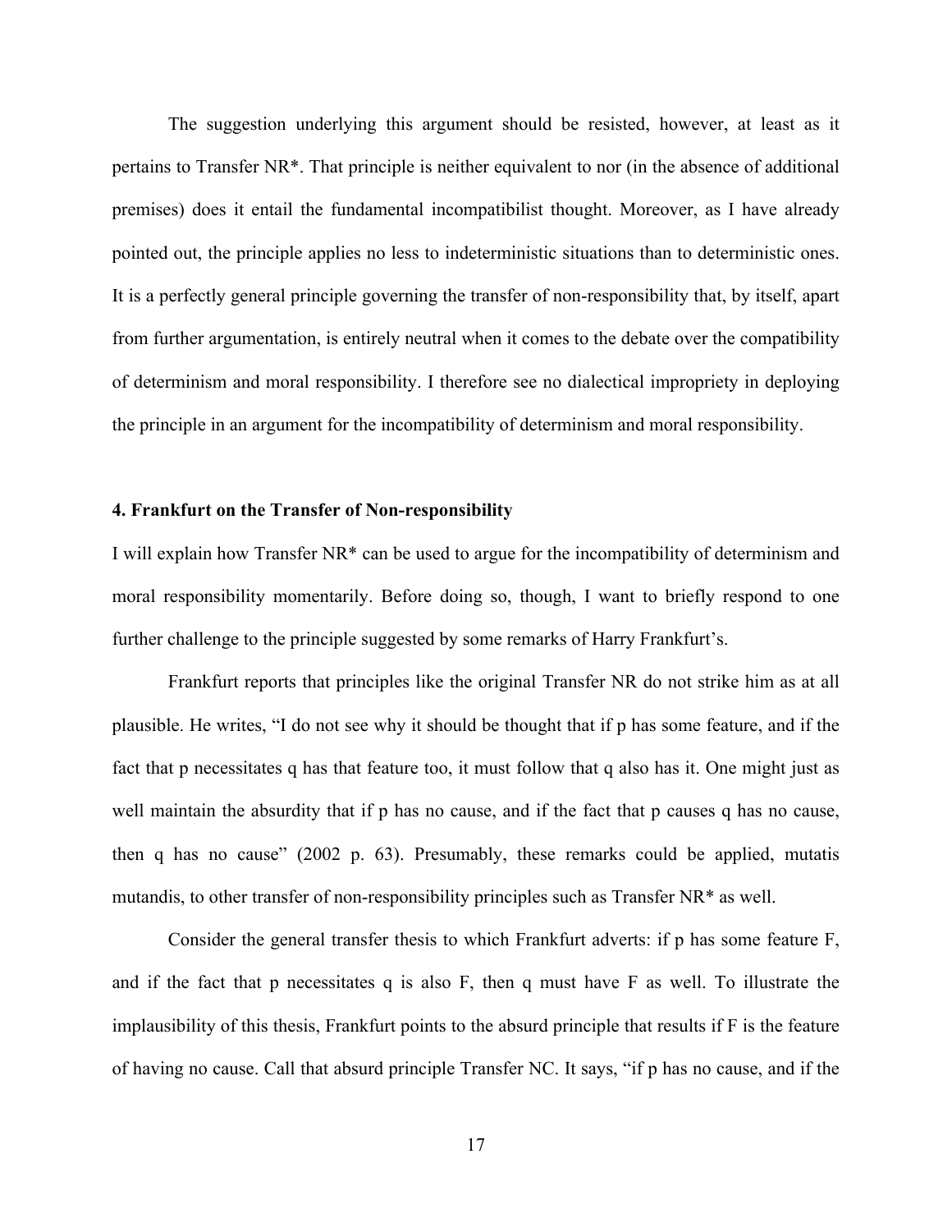The suggestion underlying this argument should be resisted, however, at least as it pertains to Transfer NR*. That principle is neither equivalent to nor (in the absence of additional premises) does it entail the fundamental incompatibilist thought. Moreover, as I have already pointed out, the principle applies no less to indeterministic situations than to deterministic ones. It is a perfectly general principle governing the transfer of non-responsibility that, by itself, apart from further argumentation, is entirely neutral when it comes to the debate over the compatibility of determinism and moral responsibility. I therefore see no dialectical impropriety in deploying the principle in an argument for the incompatibility of determinism and moral responsibility.

## 4. Frankfurt on the Transfer of Non-responsibility

I will explain how Transfer NR* can be used to argue for the incompatibility of determinism and moral responsibility momentarily. Before doing so, though, I want to briefly respond to one further challenge to the principle suggested by some remarks of Harry Frankfurt's.

Frankfurt reports that principles like the original Transfer NR do not strike him as at all plausible. He writes, "I do not see why it should be thought that if p has some feature, and if the fact that p necessitates q has that feature too, it must follow that q also has it. One might just as well maintain the absurdity that if p has no cause, and if the fact that p causes q has no cause, then q has no cause" (2002 p. 63). Presumably, these remarks could be applied, mutatis mutandis, to other transfer of non-responsibility principles such as Transfer NR* as well.

Consider the general transfer thesis to which Frankfurt adverts: if p has some feature F, and if the fact that p necessitates q is also F, then q must have F as well. To illustrate the implausibility of this thesis, Frankfurt points to the absurd principle that results if F is the feature of having no cause. Call that absurd principle Transfer NC. It says, "if p has no cause, and if the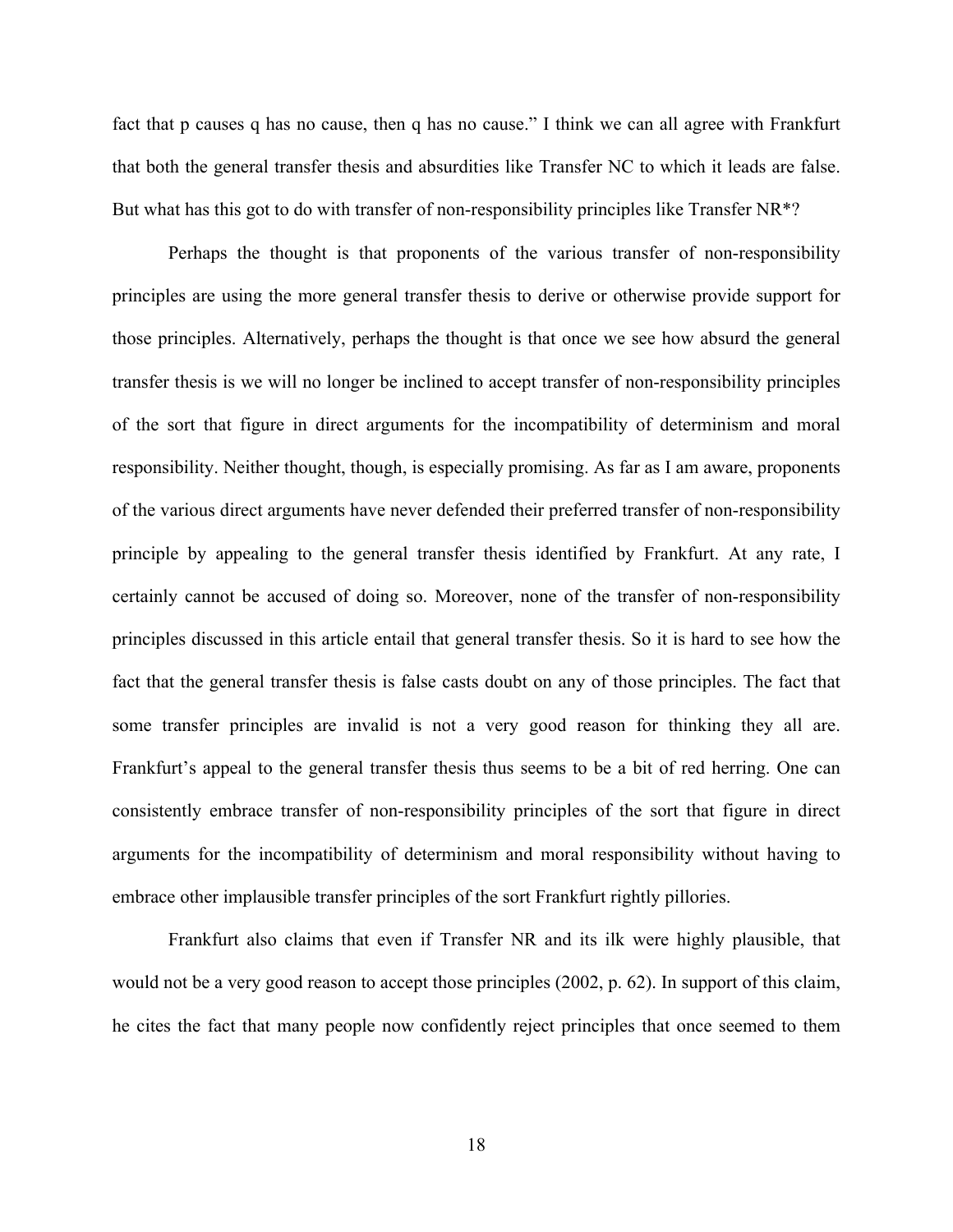fact that p causes q has no cause, then q has no cause." I think we can all agree with Frankfurt that both the general transfer thesis and absurdities like Transfer NC to which it leads are false. But what has this got to do with transfer of non-responsibility principles like Transfer NR*?

Perhaps the thought is that proponents of the various transfer of non-responsibility principles are using the more general transfer thesis to derive or otherwise provide support for those principles. Alternatively, perhaps the thought is that once we see how absurd the general transfer thesis is we will no longer be inclined to accept transfer of non-responsibility principles of the sort that figure in direct arguments for the incompatibility of determinism and moral responsibility. Neither thought, though, is especially promising. As far as I am aware, proponents of the various direct arguments have never defended their preferred transfer of non-responsibility principle by appealing to the general transfer thesis identified by Frankfurt. At any rate, I certainly cannot be accused of doing so. Moreover, none of the transfer of non-responsibility principles discussed in this article entail that general transfer thesis. So it is hard to see how the fact that the general transfer thesis is false casts doubt on any of those principles. The fact that some transfer principles are invalid is not a very good reason for thinking they all are. Frankfurt's appeal to the general transfer thesis thus seems to be a bit of red herring. One can consistently embrace transfer of non-responsibility principles of the sort that figure in direct arguments for the incompatibility of determinism and moral responsibility without having to embrace other implausible transfer principles of the sort Frankfurt rightly pillories.

Frankfurt also claims that even if Transfer NR and its ilk were highly plausible, that would not be a very good reason to accept those principles (2002, p. 62). In support of this claim, he cites the fact that many people now confidently reject principles that once seemed to them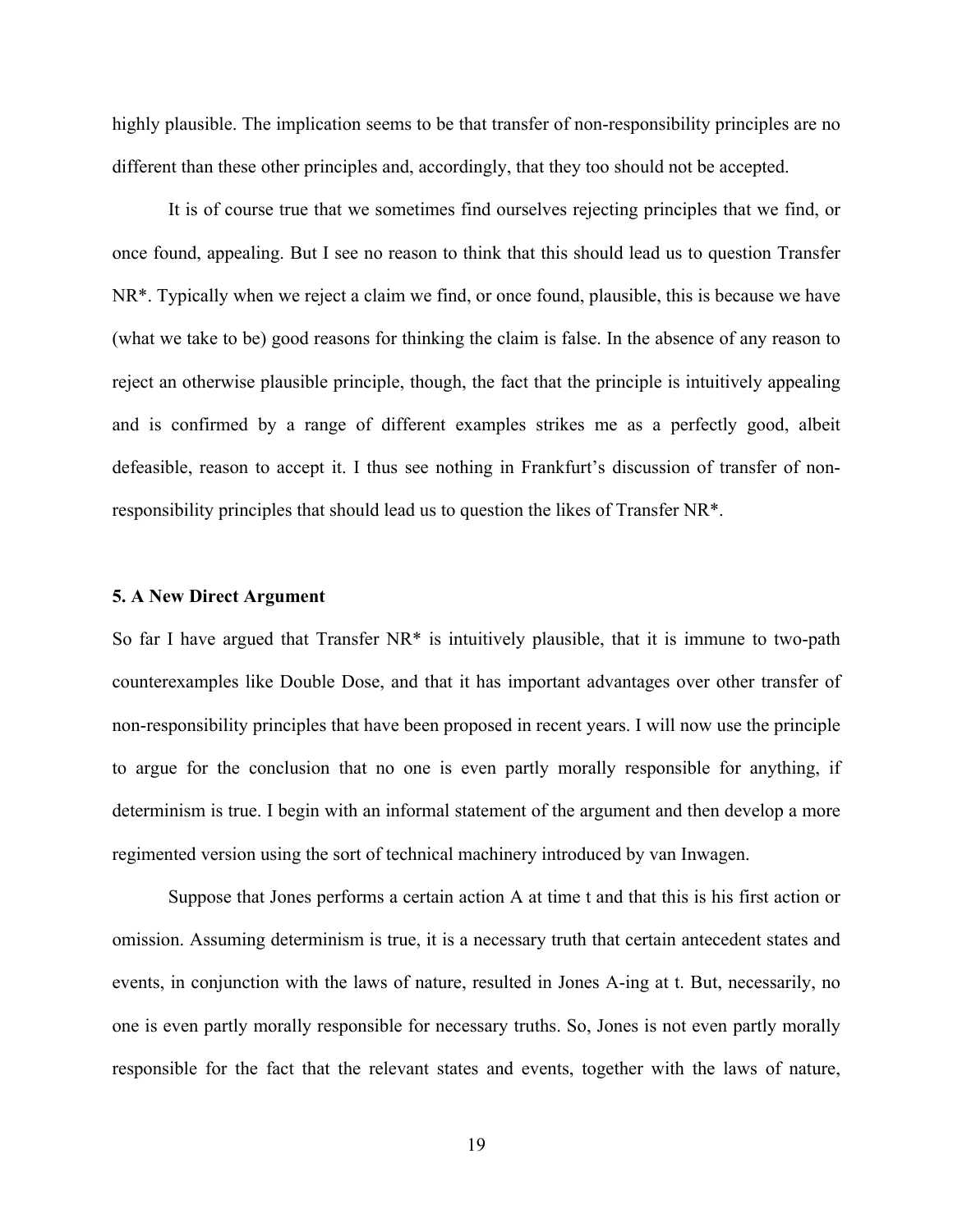highly plausible. The implication seems to be that transfer of non-responsibility principles are no different than these other principles and, accordingly, that they too should not be accepted.

It is of course true that we sometimes find ourselves rejecting principles that we find, or once found, appealing. But I see no reason to think that this should lead us to question Transfer NR*. Typically when we reject a claim we find, or once found, plausible, this is because we have (what we take to be) good reasons for thinking the claim is false. In the absence of any reason to reject an otherwise plausible principle, though, the fact that the principle is intuitively appealing and is confirmed by a range of different examples strikes me as a perfectly good, albeit defeasible, reason to accept it. I thus see nothing in Frankfurt's discussion of transfer of non-responsibility principles that should lead us to question the likes of Transfer NR*.

## 5. A New Direct Argument

So far I have argued that Transfer NR* is intuitively plausible, that it is immune to two-path counterexamples like Double Dose, and that it has important advantages over other transfer of non-responsibility principles that have been proposed in recent years. I will now use the principle to argue for the conclusion that no one is even partly morally responsible for anything, if determinism is true. I begin with an informal statement of the argument and then develop a more regimented version using the sort of technical machinery introduced by van Inwagen.

Suppose that Jones performs a certain action A at time t and that this is his first action or omission. Assuming determinism is true, it is a necessary truth that certain antecedent states and events, in conjunction with the laws of nature, resulted in Jones A-ing at t. But, necessarily, no one is even partly morally responsible for necessary truths. So, Jones is not even partly morally responsible for the fact that the relevant states and events, together with the laws of nature,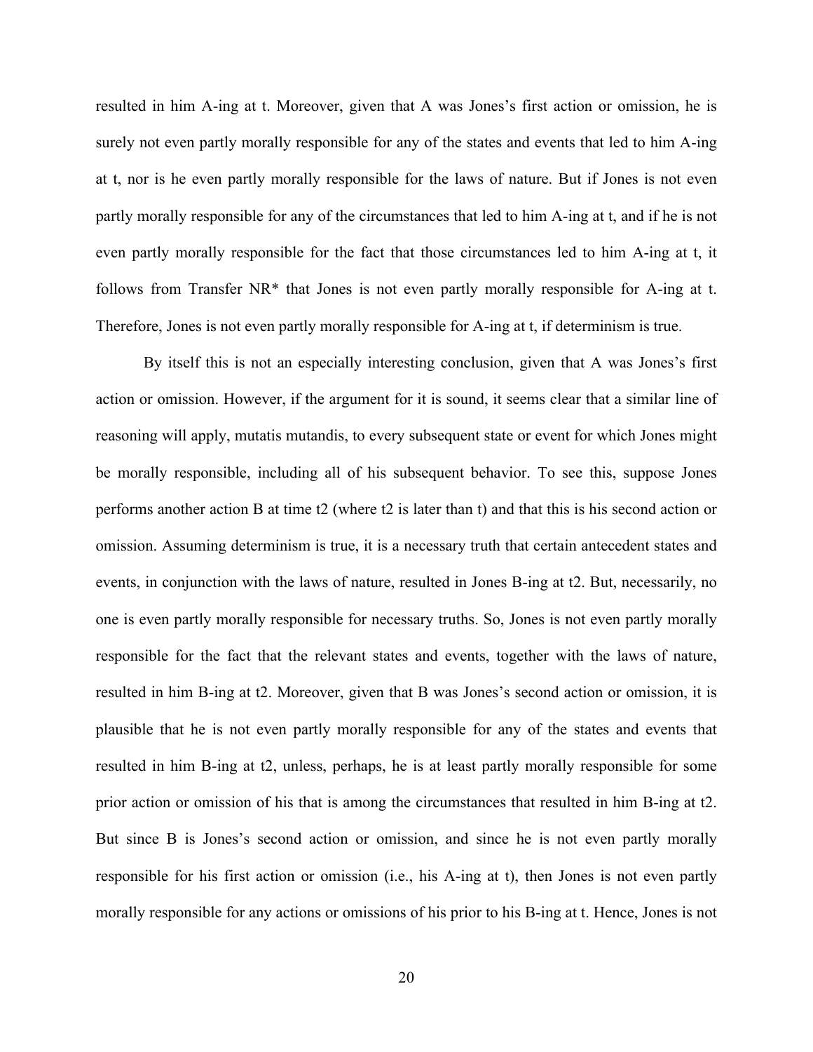resulted in him A-ing at t. Moreover, given that A was Jones's first action or omission, he is surely not even partly morally responsible for any of the states and events that led to him A-ing at t, nor is he even partly morally responsible for the laws of nature. But if Jones is not even partly morally responsible for any of the circumstances that led to him A-ing at t, and if he is not even partly morally responsible for the fact that those circumstances led to him A-ing at t, it follows from Transfer NR* that Jones is not even partly morally responsible for A-ing at t. Therefore, Jones is not even partly morally responsible for A-ing at t, if determinism is true.

By itself this is not an especially interesting conclusion, given that A was Jones's first action or omission. However, if the argument for it is sound, it seems clear that a similar line of reasoning will apply, mutatis mutandis, to every subsequent state or event for which Jones might be morally responsible, including all of his subsequent behavior. To see this, suppose Jones performs another action B at time t2 (where t2 is later than t) and that this is his second action or omission. Assuming determinism is true, it is a necessary truth that certain antecedent states and events, in conjunction with the laws of nature, resulted in Jones B-ing at t2. But, necessarily, no one is even partly morally responsible for necessary truths. So, Jones is not even partly morally responsible for the fact that the relevant states and events, together with the laws of nature, resulted in him B-ing at t2. Moreover, given that B was Jones's second action or omission, it is plausible that he is not even partly morally responsible for any of the states and events that resulted in him B-ing at t2, unless, perhaps, he is at least partly morally responsible for some prior action or omission of his that is among the circumstances that resulted in him B-ing at t2. But since B is Jones's second action or omission, and since he is not even partly morally responsible for his first action or omission (i.e., his A-ing at t), then Jones is not even partly morally responsible for any actions or omissions of his prior to his B-ing at t. Hence, Jones is not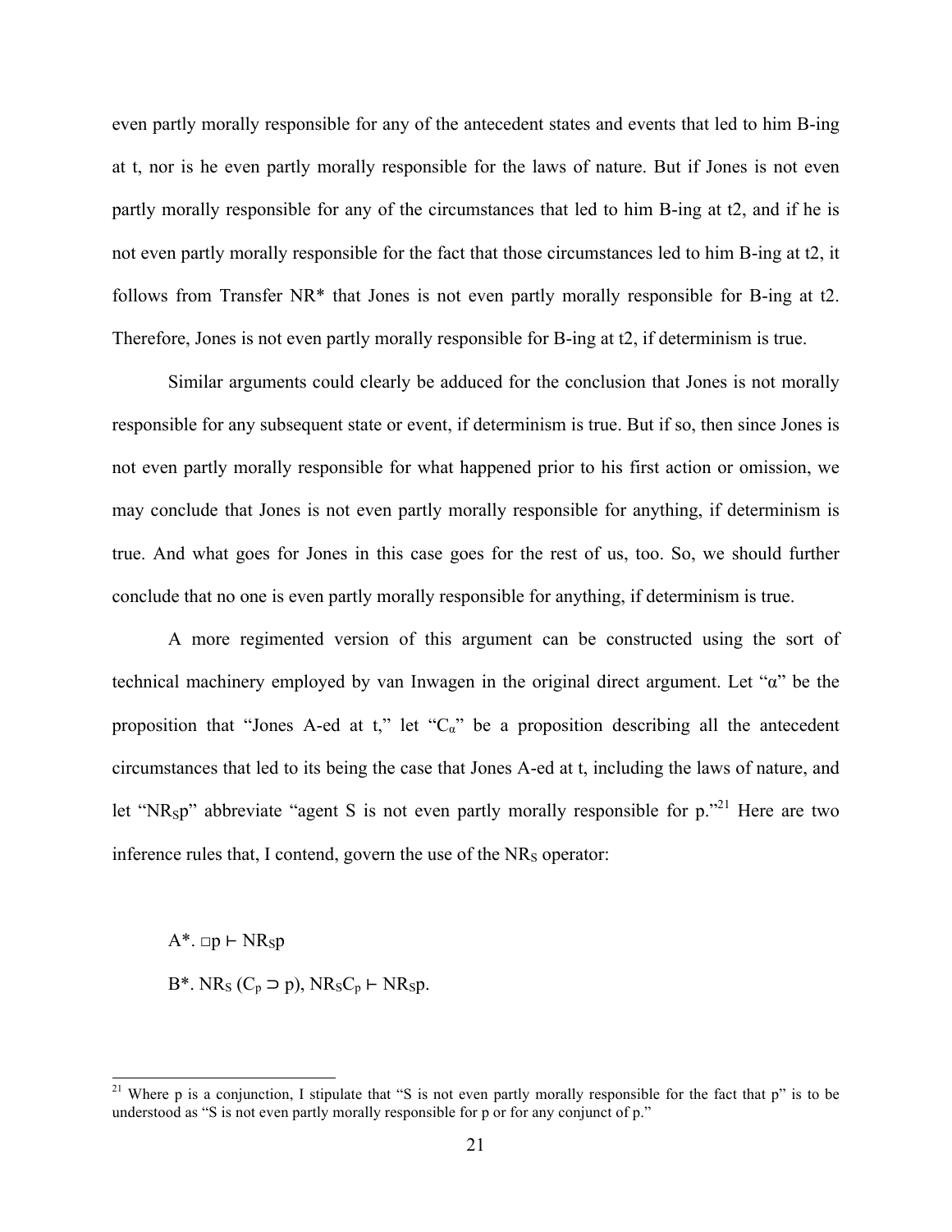even partly morally responsible for any of the antecedent states and events that led to him B-ing at t, nor is he even partly morally responsible for the laws of nature. But if Jones is not even partly morally responsible for any of the circumstances that led to him B-ing at t2, and if he is not even partly morally responsible for the fact that those circumstances led to him B-ing at t2, it follows from Transfer NR* that Jones is not even partly morally responsible for B-ing at t2. Therefore, Jones is not even partly morally responsible for B-ing at t2, if determinism is true.

Similar arguments could clearly be adduced for the conclusion that Jones is not morally responsible for any subsequent state or event, if determinism is true. But if so, then since Jones is not even partly morally responsible for what happened prior to his first action or omission, we may conclude that Jones is not even partly morally responsible for anything, if determinism is true. And what goes for Jones in this case goes for the rest of us, too. So, we should further conclude that no one is even partly morally responsible for anything, if determinism is true.

A more regimented version of this argument can be constructed using the sort of technical machinery employed by van Inwagen in the original direct argument. Let "$\alpha$" be the proposition that "Jones A-ed at t," let "$C_\alpha$" be a proposition describing all the antecedent circumstances that led to its being the case that Jones A-ed at t, including the laws of nature, and let "$NR_S p$" abbreviate "agent S is not even partly morally responsible for p."[21] Here are two inference rules that, I contend, govern the use of the $NR_S$ operator:

A*. $\Box p \vdash NR_S p$

B*. $NR_S (C_p \supset p), NR_S C_p \vdash NR_S p$.

[21] Where p is a conjunction, I stipulate that "S is not even partly morally responsible for the fact that p" is to be understood as "S is not even partly morally responsible for p or for any conjunct of p."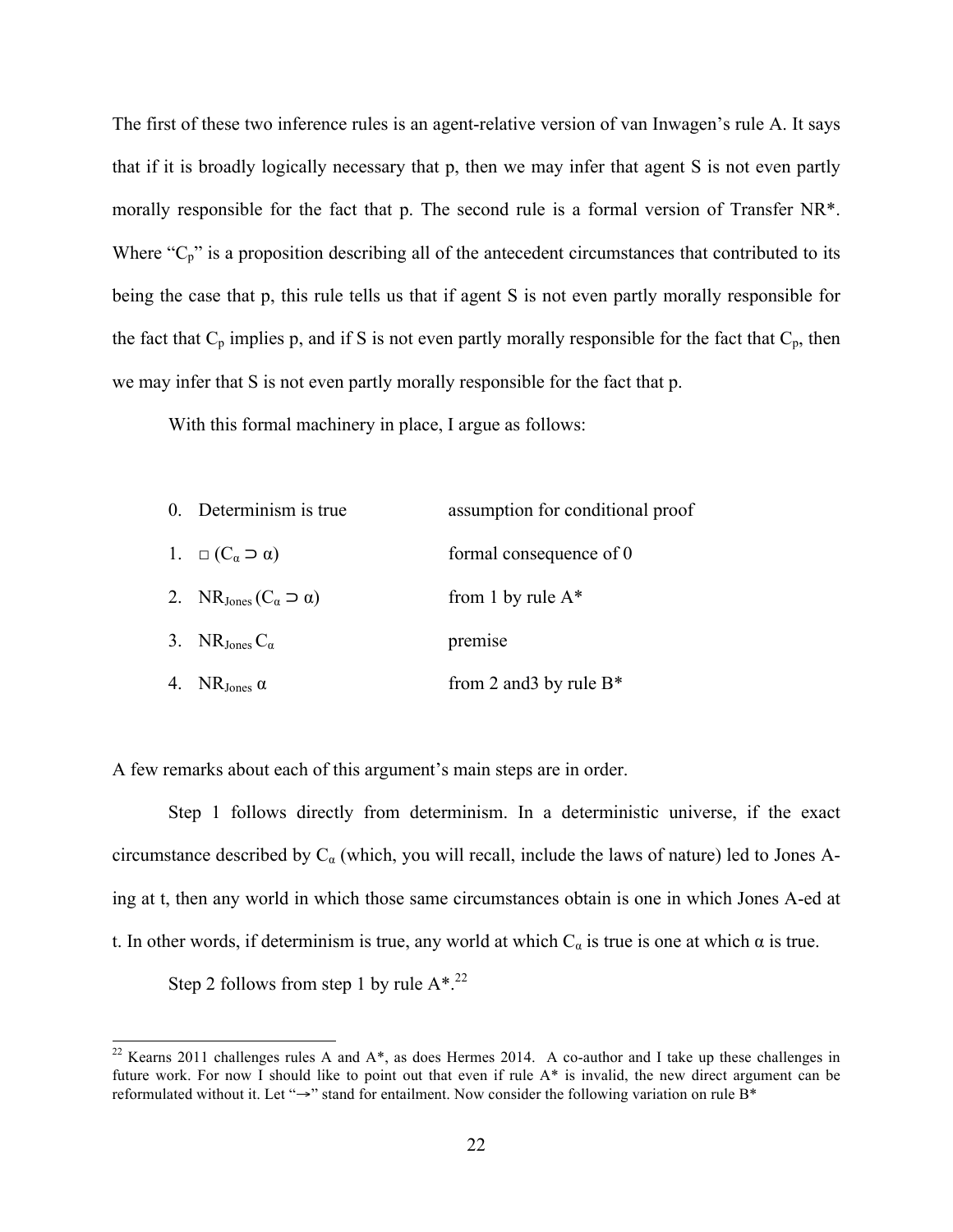The first of these two inference rules is an agent-relative version of van Inwagen's rule A. It says that if it is broadly logically necessary that p, then we may infer that agent S is not even partly morally responsible for the fact that p. The second rule is a formal version of Transfer NR*. Where "$C_p$" is a proposition describing all of the antecedent circumstances that contributed to its being the case that p, this rule tells us that if agent S is not even partly morally responsible for the fact that $C_p$ implies p, and if S is not even partly morally responsible for the fact that $C_p$, then we may infer that S is not even partly morally responsible for the fact that p.

With this formal machinery in place, I argue as follows:

0. Determinism is true — assumption for conditional proof
1. $\Box (C_\alpha \supset \alpha)$ — formal consequence of 0
2. $NR_{Jones} (C_\alpha \supset \alpha)$ — from 1 by rule A*
3. $NR_{Jones} C_\alpha$ — premise
4. $NR_{Jones}\ \alpha$ — from 2 and3 by rule B*

A few remarks about each of this argument's main steps are in order.

Step 1 follows directly from determinism. In a deterministic universe, if the exact circumstance described by $C_\alpha$ (which, you will recall, include the laws of nature) led to Jones A-ing at t, then any world in which those same circumstances obtain is one in which Jones A-ed at t. In other words, if determinism is true, any world at which $C_\alpha$ is true is one at which $\alpha$ is true.

Step 2 follows from step 1 by rule A*.[22]

[22] Kearns 2011 challenges rules A and A*, as does Hermes 2014. A co-author and I take up these challenges in future work. For now I should like to point out that even if rule A* is invalid, the new direct argument can be reformulated without it. Let "$\rightarrow$" stand for entailment. Now consider the following variation on rule B*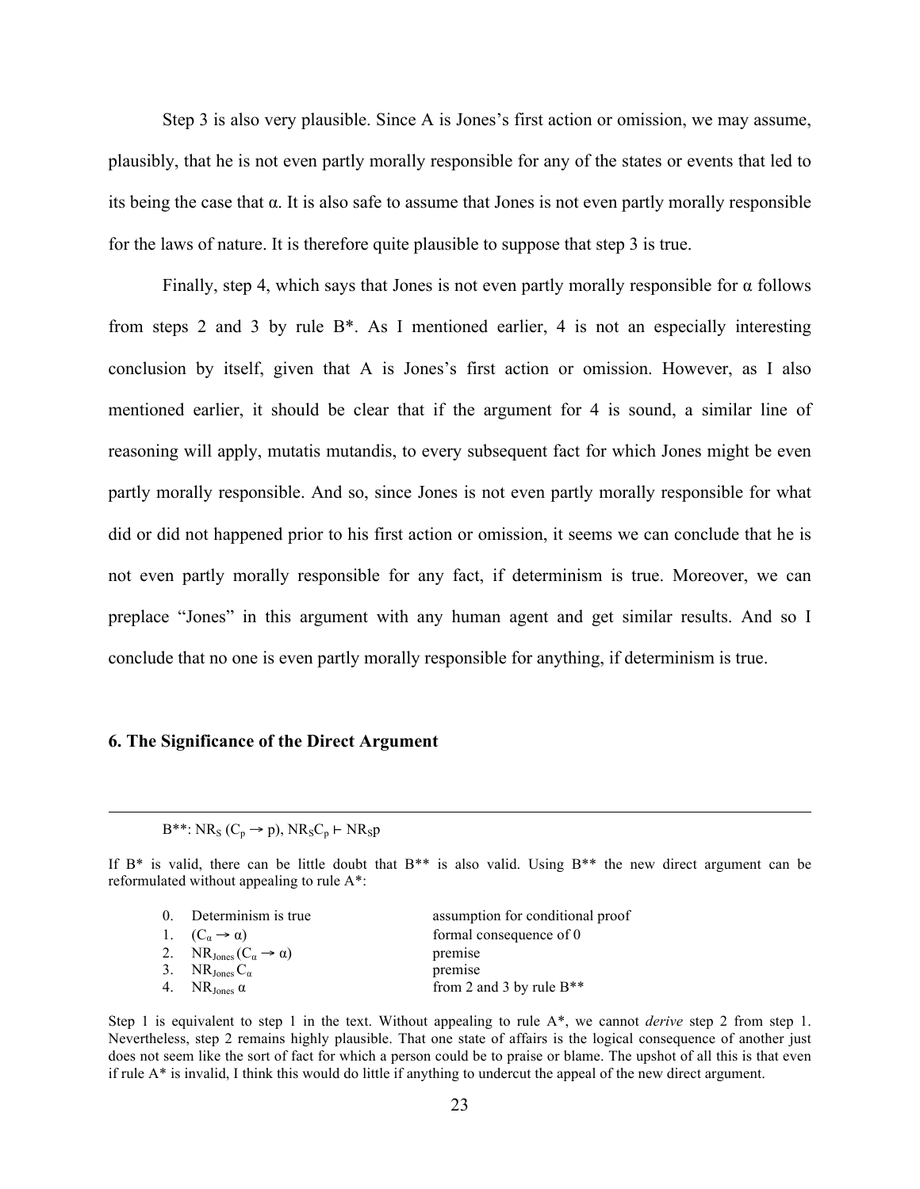Step 3 is also very plausible. Since A is Jones's first action or omission, we may assume, plausibly, that he is not even partly morally responsible for any of the states or events that led to its being the case that α. It is also safe to assume that Jones is not even partly morally responsible for the laws of nature. It is therefore quite plausible to suppose that step 3 is true.

Finally, step 4, which says that Jones is not even partly morally responsible for α follows from steps 2 and 3 by rule B*. As I mentioned earlier, 4 is not an especially interesting conclusion by itself, given that A is Jones's first action or omission. However, as I also mentioned earlier, it should be clear that if the argument for 4 is sound, a similar line of reasoning will apply, mutatis mutandis, to every subsequent fact for which Jones might be even partly morally responsible. And so, since Jones is not even partly morally responsible for what did or did not happened prior to his first action or omission, it seems we can conclude that he is not even partly morally responsible for any fact, if determinism is true. Moreover, we can preplace "Jones" in this argument with any human agent and get similar results. And so I conclude that no one is even partly morally responsible for anything, if determinism is true.

## 6. The Significance of the Direct Argument

---

B**: $NR_S (C_p \rightarrow p), NR_S C_p \vdash NR_S p$

If B* is valid, there can be little doubt that B** is also valid. Using B** the new direct argument can be reformulated without appealing to rule A*:

| | | |
|---|---|---|
| 0. | Determinism is true | assumption for conditional proof |
| 1. | $(C_\alpha \rightarrow \alpha)$ | formal consequence of 0 |
| 2. | $NR_{Jones} (C_\alpha \rightarrow \alpha)$ | premise |
| 3. | $NR_{Jones} C_\alpha$ | premise |
| 4. | $NR_{Jones}\, \alpha$ | from 2 and 3 by rule B** |

Step 1 is equivalent to step 1 in the text. Without appealing to rule A*, we cannot *derive* step 2 from step 1. Nevertheless, step 2 remains highly plausible. That one state of affairs is the logical consequence of another just does not seem like the sort of fact for which a person could be to praise or blame. The upshot of all this is that even if rule A* is invalid, I think this would do little if anything to undercut the appeal of the new direct argument.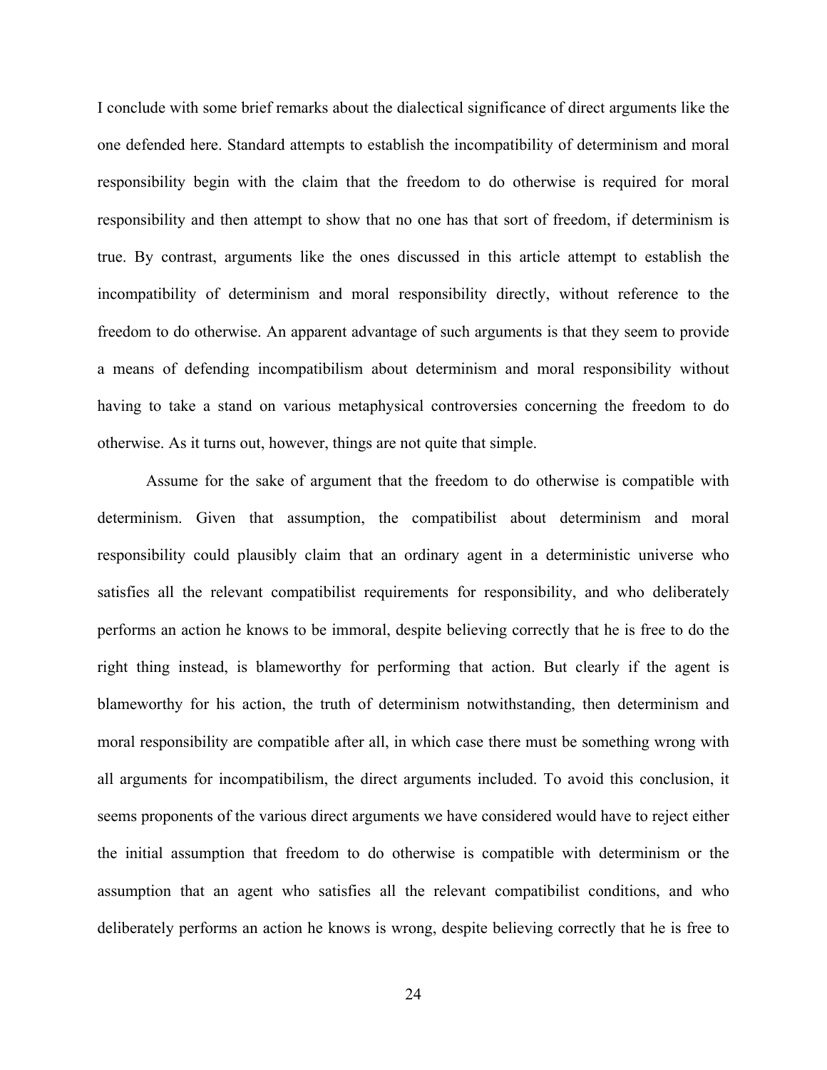I conclude with some brief remarks about the dialectical significance of direct arguments like the one defended here. Standard attempts to establish the incompatibility of determinism and moral responsibility begin with the claim that the freedom to do otherwise is required for moral responsibility and then attempt to show that no one has that sort of freedom, if determinism is true. By contrast, arguments like the ones discussed in this article attempt to establish the incompatibility of determinism and moral responsibility directly, without reference to the freedom to do otherwise. An apparent advantage of such arguments is that they seem to provide a means of defending incompatibilism about determinism and moral responsibility without having to take a stand on various metaphysical controversies concerning the freedom to do otherwise. As it turns out, however, things are not quite that simple.

Assume for the sake of argument that the freedom to do otherwise is compatible with determinism. Given that assumption, the compatibilist about determinism and moral responsibility could plausibly claim that an ordinary agent in a deterministic universe who satisfies all the relevant compatibilist requirements for responsibility, and who deliberately performs an action he knows to be immoral, despite believing correctly that he is free to do the right thing instead, is blameworthy for performing that action. But clearly if the agent is blameworthy for his action, the truth of determinism notwithstanding, then determinism and moral responsibility are compatible after all, in which case there must be something wrong with all arguments for incompatibilism, the direct arguments included. To avoid this conclusion, it seems proponents of the various direct arguments we have considered would have to reject either the initial assumption that freedom to do otherwise is compatible with determinism or the assumption that an agent who satisfies all the relevant compatibilist conditions, and who deliberately performs an action he knows is wrong, despite believing correctly that he is free to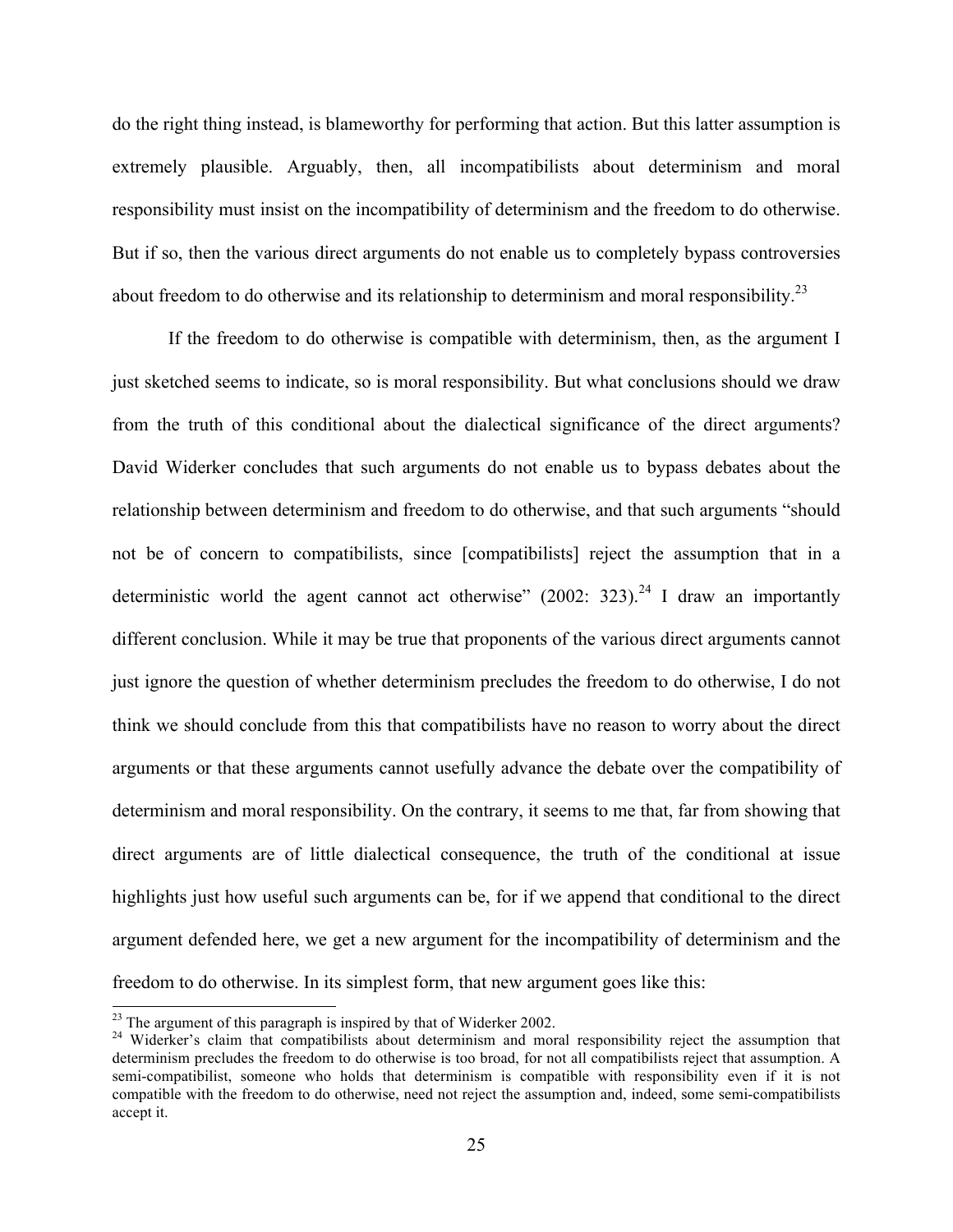do the right thing instead, is blameworthy for performing that action. But this latter assumption is extremely plausible. Arguably, then, all incompatibilists about determinism and moral responsibility must insist on the incompatibility of determinism and the freedom to do otherwise. But if so, then the various direct arguments do not enable us to completely bypass controversies about freedom to do otherwise and its relationship to determinism and moral responsibility.[23]

If the freedom to do otherwise is compatible with determinism, then, as the argument I just sketched seems to indicate, so is moral responsibility. But what conclusions should we draw from the truth of this conditional about the dialectical significance of the direct arguments? David Widerker concludes that such arguments do not enable us to bypass debates about the relationship between determinism and freedom to do otherwise, and that such arguments "should not be of concern to compatibilists, since [compatibilists] reject the assumption that in a deterministic world the agent cannot act otherwise" (2002: 323).[24] I draw an importantly different conclusion. While it may be true that proponents of the various direct arguments cannot just ignore the question of whether determinism precludes the freedom to do otherwise, I do not think we should conclude from this that compatibilists have no reason to worry about the direct arguments or that these arguments cannot usefully advance the debate over the compatibility of determinism and moral responsibility. On the contrary, it seems to me that, far from showing that direct arguments are of little dialectical consequence, the truth of the conditional at issue highlights just how useful such arguments can be, for if we append that conditional to the direct argument defended here, we get a new argument for the incompatibility of determinism and the freedom to do otherwise. In its simplest form, that new argument goes like this:

---

[23] The argument of this paragraph is inspired by that of Widerker 2002.

[24] Widerker's claim that compatibilists about determinism and moral responsibility reject the assumption that determinism precludes the freedom to do otherwise is too broad, for not all compatibilists reject that assumption. A semi-compatibilist, someone who holds that determinism is compatible with responsibility even if it is not compatible with the freedom to do otherwise, need not reject the assumption and, indeed, some semi-compatibilists accept it.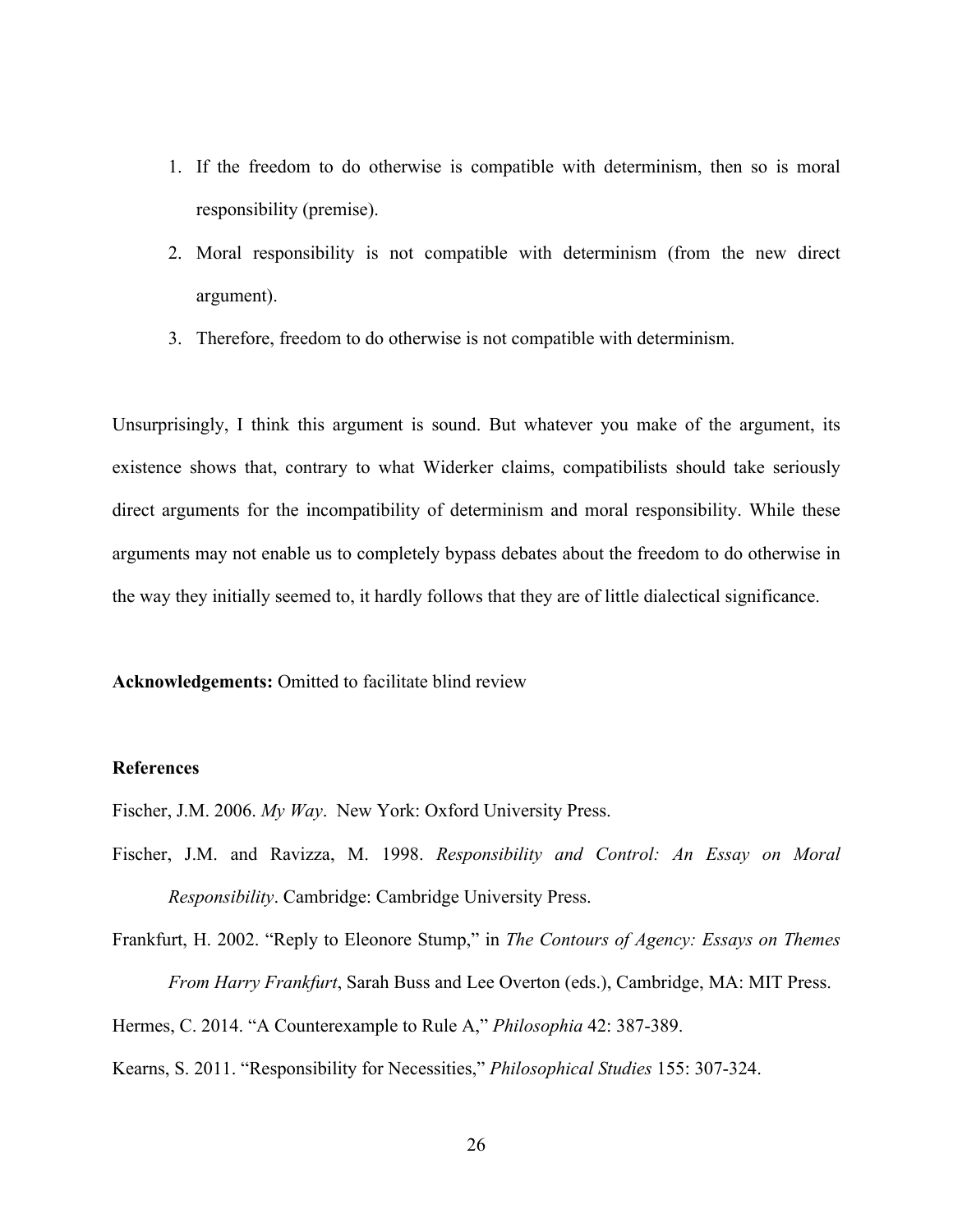1. If the freedom to do otherwise is compatible with determinism, then so is moral responsibility (premise).
2. Moral responsibility is not compatible with determinism (from the new direct argument).
3. Therefore, freedom to do otherwise is not compatible with determinism.

Unsurprisingly, I think this argument is sound. But whatever you make of the argument, its existence shows that, contrary to what Widerker claims, compatibilists should take seriously direct arguments for the incompatibility of determinism and moral responsibility. While these arguments may not enable us to completely bypass debates about the freedom to do otherwise in the way they initially seemed to, it hardly follows that they are of little dialectical significance.

**Acknowledgements:** Omitted to facilitate blind review

**References**

Fischer, J.M. 2006. *My Way*. New York: Oxford University Press.

Fischer, J.M. and Ravizza, M. 1998. *Responsibility and Control: An Essay on Moral Responsibility*. Cambridge: Cambridge University Press.

Frankfurt, H. 2002. "Reply to Eleonore Stump," in *The Contours of Agency: Essays on Themes From Harry Frankfurt*, Sarah Buss and Lee Overton (eds.), Cambridge, MA: MIT Press.

Hermes, C. 2014. "A Counterexample to Rule A," *Philosophia* 42: 387-389.

Kearns, S. 2011. "Responsibility for Necessities," *Philosophical Studies* 155: 307-324.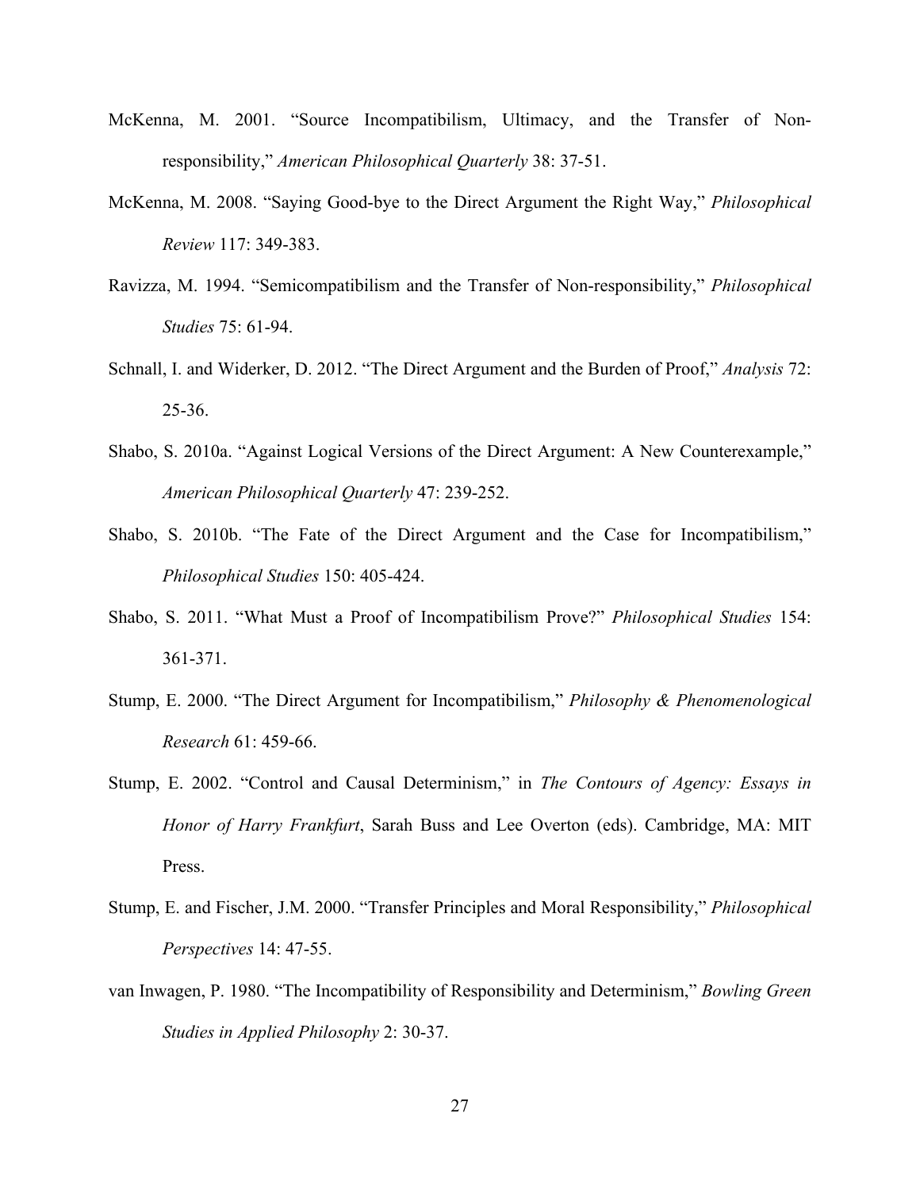McKenna, M. 2001. "Source Incompatibilism, Ultimacy, and the Transfer of Non-responsibility," *American Philosophical Quarterly* 38: 37-51.

McKenna, M. 2008. "Saying Good-bye to the Direct Argument the Right Way," *Philosophical Review* 117: 349-383.

Ravizza, M. 1994. "Semicompatibilism and the Transfer of Non-responsibility," *Philosophical Studies* 75: 61-94.

Schnall, I. and Widerker, D. 2012. "The Direct Argument and the Burden of Proof," *Analysis* 72: 25-36.

Shabo, S. 2010a. "Against Logical Versions of the Direct Argument: A New Counterexample," *American Philosophical Quarterly* 47: 239-252.

Shabo, S. 2010b. "The Fate of the Direct Argument and the Case for Incompatibilism," *Philosophical Studies* 150: 405-424.

Shabo, S. 2011. "What Must a Proof of Incompatibilism Prove?" *Philosophical Studies* 154: 361-371.

Stump, E. 2000. "The Direct Argument for Incompatibilism," *Philosophy & Phenomenological Research* 61: 459-66.

Stump, E. 2002. "Control and Causal Determinism," in *The Contours of Agency: Essays in Honor of Harry Frankfurt*, Sarah Buss and Lee Overton (eds). Cambridge, MA: MIT Press.

Stump, E. and Fischer, J.M. 2000. "Transfer Principles and Moral Responsibility," *Philosophical Perspectives* 14: 47-55.

van Inwagen, P. 1980. "The Incompatibility of Responsibility and Determinism," *Bowling Green Studies in Applied Philosophy* 2: 30-37.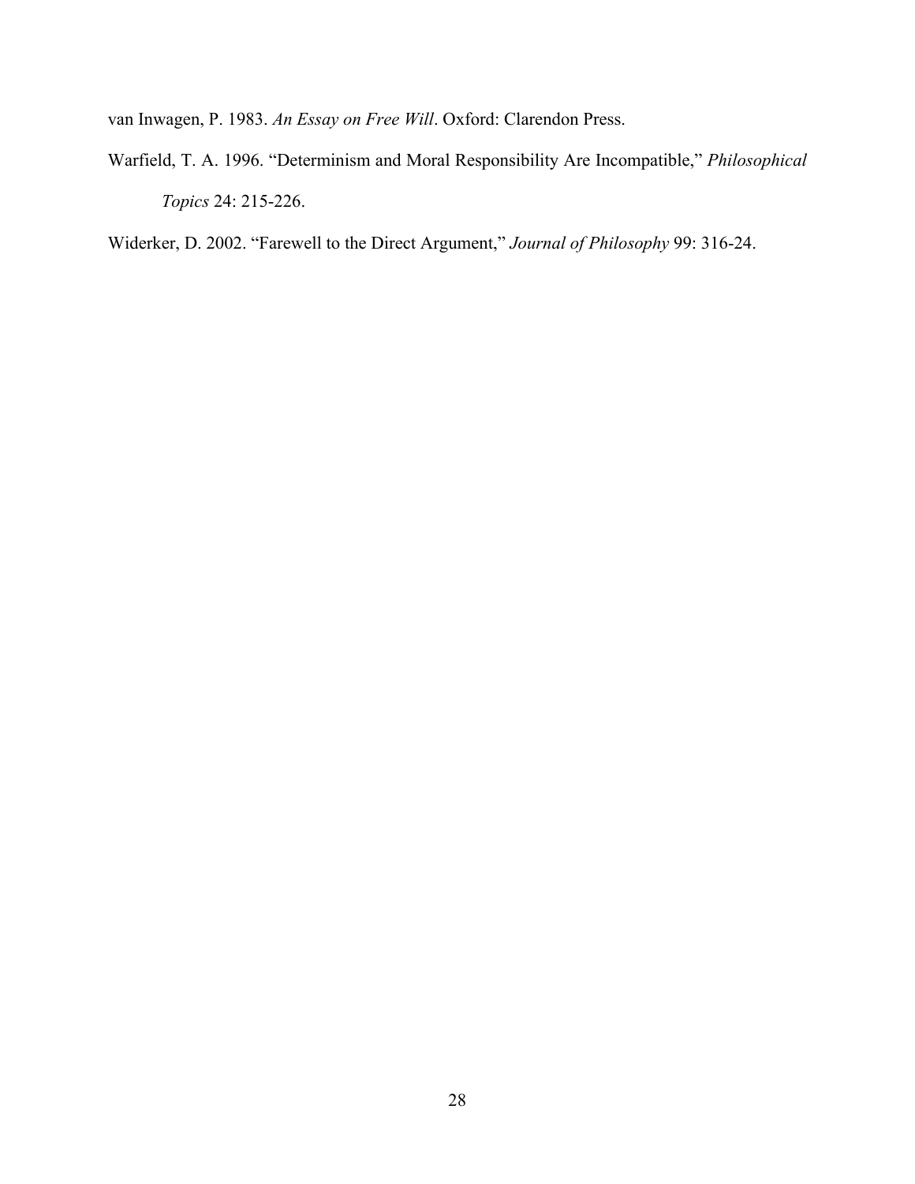van Inwagen, P. 1983. *An Essay on Free Will*. Oxford: Clarendon Press.

Warfield, T. A. 1996. "Determinism and Moral Responsibility Are Incompatible," *Philosophical Topics* 24: 215-226.

Widerker, D. 2002. "Farewell to the Direct Argument," *Journal of Philosophy* 99: 316-24.